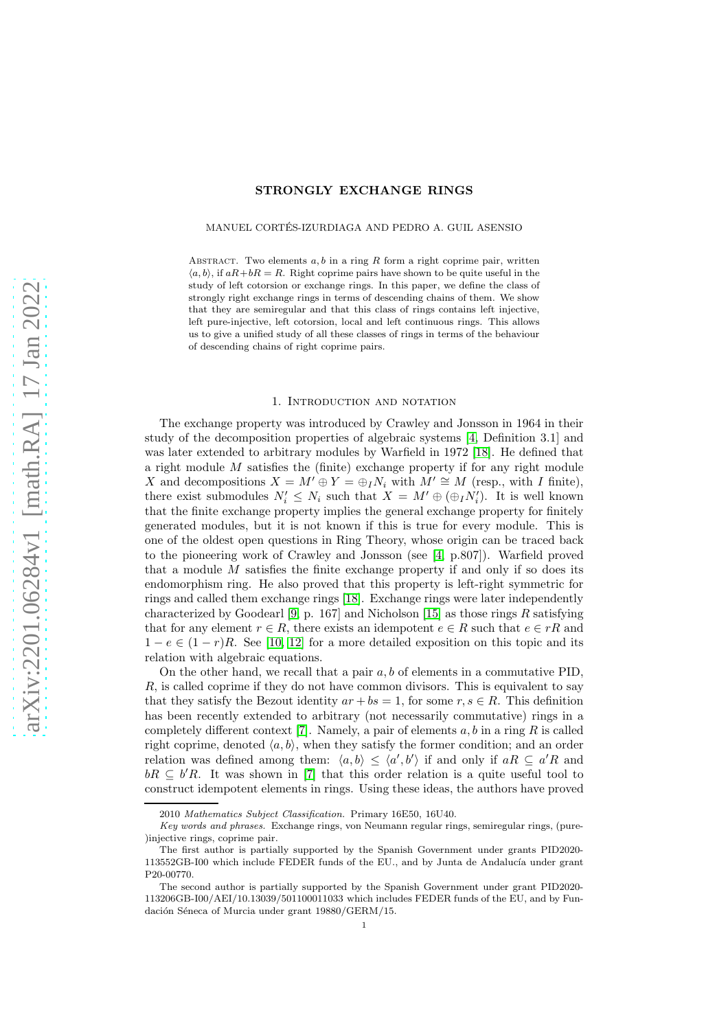# STRONGLY EXCHANGE RINGS

MANUEL CORTÉS-IZURDIAGA AND PEDRO A. GUIL ASENSIO

ABSTRACT. Two elements $a, b$ in a ring $R$ form a right coprime pair, written $\langle a, b\rangle$, if $aR+bR = R$. Right coprime pairs have shown to be quite useful in the study of left cotorsion or exchange rings. In this paper, we define the class of strongly right exchange rings in terms of descending chains of them. We show that they are semiregular and that this class of rings contains left injective, left pure-injective, left cotorsion, local and left continuous rings. This allows us to give a unified study of all these classes of rings in terms of the behaviour of descending chains of right coprime pairs.

## 1. Introduction and notation

The exchange property was introduced by Crawley and Jonsson in 1964 in their study of the decomposition properties of algebraic systems [4, Definition 3.1] and was later extended to arbitrary modules by Warfield in 1972 [18]. He defined that a right module $M$ satisfies the (finite) exchange property if for any right module $X$ and decompositions $X = M' \oplus Y = \oplus_I N_i$ with $M' \cong M$ (resp., with $I$ finite), there exist submodules $N_i' \leq N_i$ such that $X = M' \oplus (\oplus_I N_i')$. It is well known that the finite exchange property implies the general exchange property for finitely generated modules, but it is not known if this is true for every module. This is one of the oldest open questions in Ring Theory, whose origin can be traced back to the pioneering work of Crawley and Jonsson (see [4, p.807]). Warfield proved that a module $M$ satisfies the finite exchange property if and only if so does its endomorphism ring. He also proved that this property is left-right symmetric for rings and called them exchange rings [18]. Exchange rings were later independently characterized by Goodearl [9, p. 167] and Nicholson [15] as those rings $R$ satisfying that for any element $r \in R$, there exists an idempotent $e \in R$ such that $e \in rR$ and $1 - e \in (1 - r)R$. See [10, 12] for a more detailed exposition on this topic and its relation with algebraic equations.

On the other hand, we recall that a pair $a, b$ of elements in a commutative PID, $R$, is called coprime if they do not have common divisors. This is equivalent to say that they satisfy the Bezout identity $ar + bs = 1$, for some $r, s \in R$. This definition has been recently extended to arbitrary (not necessarily commutative) rings in a completely different context [7]. Namely, a pair of elements $a, b$ in a ring $R$ is called right coprime, denoted $\langle a, b\rangle$, when they satisfy the former condition; and an order relation was defined among them: $\langle a, b\rangle \leq \langle a', b'\rangle$ if and only if $aR \subseteq a'R$ and $bR \subseteq b'R$. It was shown in [7] that this order relation is a quite useful tool to construct idempotent elements in rings. Using these ideas, the authors have proved

---

2010 *Mathematics Subject Classification.* Primary 16E50, 16U40.

*Key words and phrases.* Exchange rings, von Neumann regular rings, semiregular rings, (pure-)injective rings, coprime pair.

The first author is partially supported by the Spanish Government under grants PID2020-113552GB-I00 which include FEDER funds of the EU., and by Junta de Andalucía under grant P20-00770.

The second author is partially supported by the Spanish Government under grant PID2020-113206GB-I00/AEI/10.13039/501100011033 which includes FEDER funds of the EU, and by Fundación Séneca of Murcia under grant 19880/GERM/15.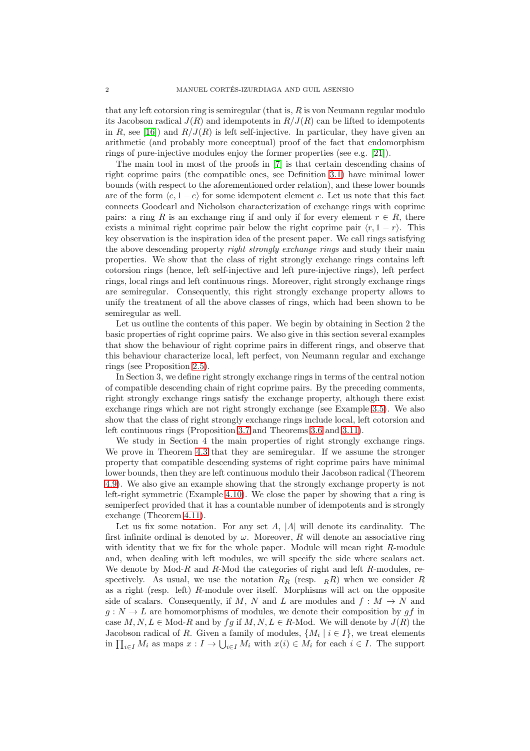that any left cotorsion ring is semiregular (that is, $R$ is von Neumann regular modulo its Jacobson radical $J(R)$ and idempotents in $R/J(R)$ can be lifted to idempotents in $R$, see [16]) and $R/J(R)$ is left self-injective. In particular, they have given an arithmetic (and probably more conceptual) proof of the fact that endomorphism rings of pure-injective modules enjoy the former properties (see e.g. [21]).

The main tool in most of the proofs in [7] is that certain descending chains of right coprime pairs (the compatible ones, see Definition 3.1) have minimal lower bounds (with respect to the aforementioned order relation), and these lower bounds are of the form $\langle e, 1-e\rangle$ for some idempotent element $e$. Let us note that this fact connects Goodearl and Nicholson characterization of exchange rings with coprime pairs: a ring $R$ is an exchange ring if and only if for every element $r \in R$, there exists a minimal right coprime pair below the right coprime pair $\langle r, 1-r\rangle$. This key observation is the inspiration idea of the present paper. We call rings satisfying the above descending property *right strongly exchange rings* and study their main properties. We show that the class of right strongly exchange rings contains left cotorsion rings (hence, left self-injective and left pure-injective rings), left perfect rings, local rings and left continuous rings. Moreover, right strongly exchange rings are semiregular. Consequently, this right strongly exchange property allows to unify the treatment of all the above classes of rings, which had been shown to be semiregular as well.

Let us outline the contents of this paper. We begin by obtaining in Section 2 the basic properties of right coprime pairs. We also give in this section several examples that show the behaviour of right coprime pairs in different rings, and observe that this behaviour characterize local, left perfect, von Neumann regular and exchange rings (see Proposition 2.5).

In Section 3, we define right strongly exchange rings in terms of the central notion of compatible descending chain of right coprime pairs. By the preceding comments, right strongly exchange rings satisfy the exchange property, although there exist exchange rings which are not right strongly exchange (see Example 3.5). We also show that the class of right strongly exchange rings include local, left cotorsion and left continuous rings (Proposition 3.7 and Theorems 3.6 and 3.11).

We study in Section 4 the main properties of right strongly exchange rings. We prove in Theorem 4.3 that they are semiregular. If we assume the stronger property that compatible descending systems of right coprime pairs have minimal lower bounds, then they are left continuous modulo their Jacobson radical (Theorem 4.9). We also give an example showing that the strongly exchange property is not left-right symmetric (Example 4.10). We close the paper by showing that a ring is semiperfect provided that it has a countable number of idempotents and is strongly exchange (Theorem 4.11).

Let us fix some notation. For any set $A$, $|A|$ will denote its cardinality. The first infinite ordinal is denoted by $\omega$. Moreover, $R$ will denote an associative ring with identity that we fix for the whole paper. Module will mean right $R$-module and, when dealing with left modules, we will specify the side where scalars act. We denote by Mod-$R$ and $R$-Mod the categories of right and left $R$-modules, respectively. As usual, we use the notation $R_R$ (resp. ${}_RR$) when we consider $R$ as a right (resp. left) $R$-module over itself. Morphisms will act on the opposite side of scalars. Consequently, if $M$, $N$ and $L$ are modules and $f : M \to N$ and $g : N \to L$ are homomorphisms of modules, we denote their composition by $gf$ in case $M, N, L \in$ Mod-$R$ and by $fg$ if $M, N, L \in R$-Mod. We will denote by $J(R)$ the Jacobson radical of $R$. Given a family of modules, $\{M_i \mid i \in I\}$, we treat elements in $\prod_{i\in I} M_i$ as maps $x : I \to \bigcup_{i\in I} M_i$ with $x(i) \in M_i$ for each $i \in I$. The support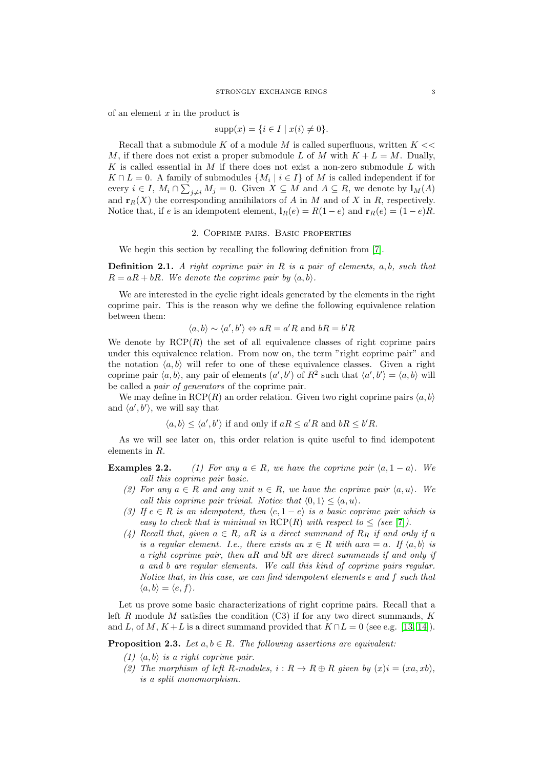of an element $x$ in the product is

$$\text{supp}(x) = \{i \in I \mid x(i) \neq 0\}.$$

Recall that a submodule $K$ of a module $M$ is called superfluous, written $K << M$, if there does not exist a proper submodule $L$ of $M$ with $K + L = M$. Dually, $K$ is called essential in $M$ if there does not exist a non-zero submodule $L$ with $K \cap L = 0$. A family of submodules $\{M_i \mid i \in I\}$ of $M$ is called independent if for every $i \in I$, $M_i \cap \sum_{j \neq i} M_j = 0$. Given $X \subseteq M$ and $A \subseteq R$, we denote by $\mathbf{l}_M(A)$ and $\mathbf{r}_R(X)$ the corresponding annihilators of $A$ in $M$ and of $X$ in $R$, respectively. Notice that, if $e$ is an idempotent element, $\mathbf{l}_R(e) = R(1-e)$ and $\mathbf{r}_R(e) = (1-e)R$.

## 2. Coprime pairs. Basic properties

We begin this section by recalling the following definition from [7].

**Definition 2.1.** *A right coprime pair in $R$ is a pair of elements, $a, b$, such that $R = aR + bR$. We denote the coprime pair by $\langle a, b\rangle$.*

We are interested in the cyclic right ideals generated by the elements in the right coprime pair. This is the reason why we define the following equivalence relation between them:

$$\langle a, b\rangle \sim \langle a', b'\rangle \Leftrightarrow aR = a'R \text{ and } bR = b'R$$

We denote by $\text{RCP}(R)$ the set of all equivalence classes of right coprime pairs under this equivalence relation. From now on, the term "right coprime pair" and the notation $\langle a, b\rangle$ will refer to one of these equivalence classes. Given a right coprime pair $\langle a, b\rangle$, any pair of elements $(a', b')$ of $R^2$ such that $\langle a', b'\rangle = \langle a, b\rangle$ will be called a *pair of generators* of the coprime pair.

We may define in $\text{RCP}(R)$ an order relation. Given two right coprime pairs $\langle a, b\rangle$ and $\langle a', b'\rangle$, we will say that

$$\langle a, b\rangle \leq \langle a', b'\rangle \text{ if and only if } aR \leq a'R \text{ and } bR \leq b'R.$$

As we will see later on, this order relation is quite useful to find idempotent elements in $R$.

**Examples 2.2.**

1. *For any $a \in R$, we have the coprime pair $\langle a, 1-a\rangle$. We call this coprime pair basic.*
2. *For any $a \in R$ and any unit $u \in R$, we have the coprime pair $\langle a, u\rangle$. We call this coprime pair trivial. Notice that $\langle 0, 1\rangle \leq \langle a, u\rangle$.*
3. *If $e \in R$ is an idempotent, then $\langle e, 1-e\rangle$ is a basic coprime pair which is easy to check that is minimal in $\text{RCP}(R)$ with respect to $\leq$ (see [7]).*
4. *Recall that, given $a \in R$, $aR$ is a direct summand of $R_R$ if and only if $a$ is a regular element. I.e., there exists an $x \in R$ with $axa = a$. If $\langle a, b\rangle$ is a right coprime pair, then $aR$ and $bR$ are direct summands if and only if $a$ and $b$ are regular elements. We call this kind of coprime pairs regular. Notice that, in this case, we can find idempotent elements $e$ and $f$ such that $\langle a, b\rangle = \langle e, f\rangle$.*

Let us prove some basic characterizations of right coprime pairs. Recall that a left $R$ module $M$ satisfies the condition (C3) if for any two direct summands, $K$ and $L$, of $M$, $K + L$ is a direct summand provided that $K \cap L = 0$ (see e.g. [13, 14]).

**Proposition 2.3.** *Let $a, b \in R$. The following assertions are equivalent:*

1. *$\langle a, b\rangle$ is a right coprime pair.*
2. *The morphism of left $R$-modules, $i : R \to R \oplus R$ given by $(x)i = (xa, xb)$, is a split monomorphism.*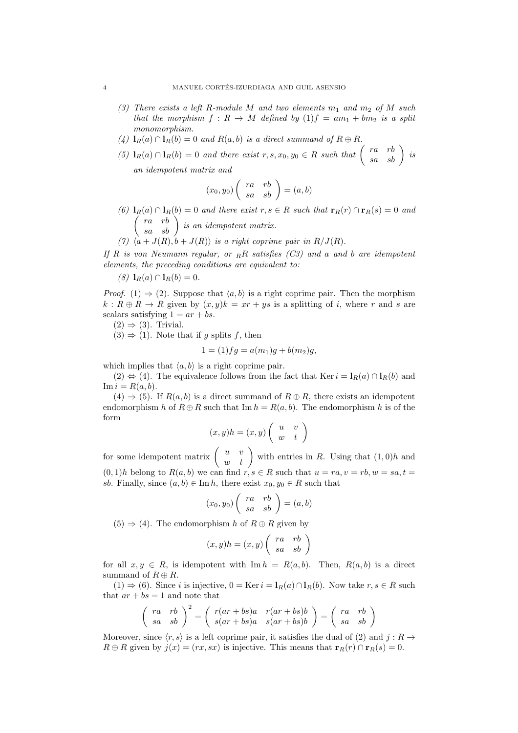*(3) There exists a left $R$-module $M$ and two elements $m_1$ and $m_2$ of $M$ such that the morphism $f : R \to M$ defined by $(1)f = am_1 + bm_2$ is a split monomorphism.*

*(4) $\mathbf{l}_R(a) \cap \mathbf{l}_R(b) = 0$ and $R(a,b)$ is a direct summand of $R \oplus R$.*

*(5) $\mathbf{l}_R(a) \cap \mathbf{l}_R(b) = 0$ and there exist $r, s, x_0, y_0 \in R$ such that $\begin{pmatrix} ra & rb \\ sa & sb \end{pmatrix}$ is an idempotent matrix and*

$$(x_0, y_0)\begin{pmatrix} ra & rb \\ sa & sb \end{pmatrix} = (a,b)$$

*(6) $\mathbf{l}_R(a) \cap \mathbf{l}_R(b) = 0$ and there exist $r, s \in R$ such that $\mathbf{r}_R(r) \cap \mathbf{r}_R(s) = 0$ and $\begin{pmatrix} ra & rb \\ sa & sb \end{pmatrix}$ is an idempotent matrix.*

*(7) $\langle a + J(R), b + J(R)\rangle$ is a right coprime pair in $R/J(R)$.*

*If $R$ is von Neumann regular, or ${}_RR$ satisfies (C3) and $a$ and $b$ are idempotent elements, the preceding conditions are equivalent to:*

*(8) $\mathbf{l}_R(a) \cap \mathbf{l}_R(b) = 0$.*

*Proof.* (1) $\Rightarrow$ (2). Suppose that $\langle a, b\rangle$ is a right coprime pair. Then the morphism $k : R \oplus R \to R$ given by $(x,y)k = xr + ys$ is a splitting of $i$, where $r$ and $s$ are scalars satisfying $1 = ar + bs$.

(2) $\Rightarrow$ (3). Trivial.

(3) $\Rightarrow$ (1). Note that if $g$ splits $f$, then

$$1 = (1)fg = a(m_1)g + b(m_2)g,$$

which implies that $\langle a, b\rangle$ is a right coprime pair.

(2) $\Leftrightarrow$ (4). The equivalence follows from the fact that $\operatorname{Ker} i = \mathbf{l}_R(a) \cap \mathbf{l}_R(b)$ and $\operatorname{Im} i = R(a,b)$.

(4) $\Rightarrow$ (5). If $R(a,b)$ is a direct summand of $R \oplus R$, there exists an idempotent endomorphism $h$ of $R \oplus R$ such that $\operatorname{Im} h = R(a,b)$. The endomorphism $h$ is of the form

$$(x,y)h = (x,y)\begin{pmatrix} u & v \\ w & t \end{pmatrix}$$

for some idempotent matrix $\begin{pmatrix} u & v \\ w & t \end{pmatrix}$ with entries in $R$. Using that $(1,0)h$ and $(0,1)h$ belong to $R(a,b)$ we can find $r, s \in R$ such that $u = ra, v = rb, w = sa, t = sb$. Finally, since $(a,b) \in \operatorname{Im} h$, there exist $x_0, y_0 \in R$ such that

$$(x_0, y_0)\begin{pmatrix} ra & rb \\ sa & sb \end{pmatrix} = (a,b)$$

(5) $\Rightarrow$ (4). The endomorphism $h$ of $R \oplus R$ given by

$$(x,y)h = (x,y)\begin{pmatrix} ra & rb \\ sa & sb \end{pmatrix}$$

for all $x, y \in R$, is idempotent with $\operatorname{Im} h = R(a,b)$. Then, $R(a,b)$ is a direct summand of $R \oplus R$.

(1) $\Rightarrow$ (6). Since $i$ is injective, $0 = \operatorname{Ker} i = \mathbf{l}_R(a) \cap \mathbf{l}_R(b)$. Now take $r, s \in R$ such that $ar + bs = 1$ and note that

$$\begin{pmatrix} ra & rb \\ sa & sb \end{pmatrix}^2 = \begin{pmatrix} r(ar+bs)a & r(ar+bs)b \\ s(ar+bs)a & s(ar+bs)b \end{pmatrix} = \begin{pmatrix} ra & rb \\ sa & sb \end{pmatrix}$$

Moreover, since $\langle r, s\rangle$ is a left coprime pair, it satisfies the dual of (2) and $j : R \to R \oplus R$ given by $j(x) = (rx, sx)$ is injective. This means that $\mathbf{r}_R(r) \cap \mathbf{r}_R(s) = 0$.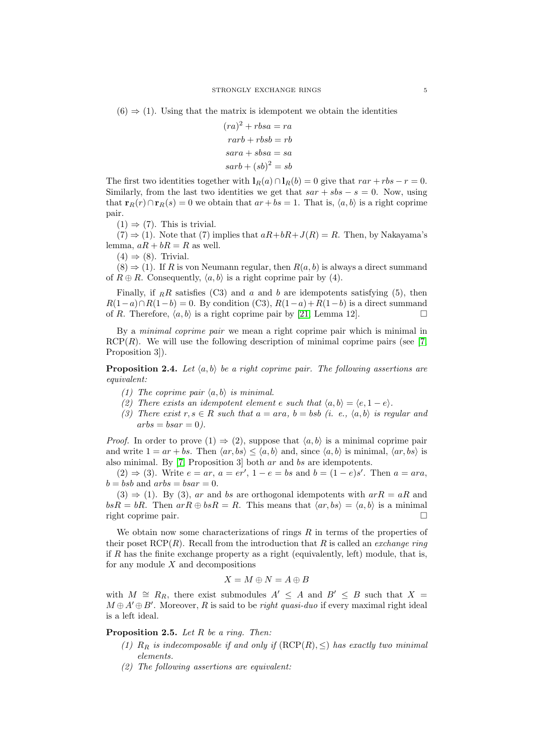(6) ⇒ (1). Using that the matrix is idempotent we obtain the identities

$$
\begin{aligned}
(ra)^2 + rbsa &= ra \\
rarb + rbsb &= rb \\
sara + sbsa &= sa \\
sarb + (sb)^2 &= sb
\end{aligned}
$$

The first two identities together with $\mathbf{l}_R(a) \cap \mathbf{l}_R(b) = 0$ give that $rar + rbs - r = 0$. Similarly, from the last two identities we get that $sar + sbs - s = 0$. Now, using that $\mathbf{r}_R(r) \cap \mathbf{r}_R(s) = 0$ we obtain that $ar + bs = 1$. That is, $\langle a, b\rangle$ is a right coprime pair.

(1) ⇒ (7). This is trivial.

(7) ⇒ (1). Note that (7) implies that $aR + bR + J(R) = R$. Then, by Nakayama's lemma, $aR + bR = R$ as well.

(4) ⇒ (8). Trivial.

(8) ⇒ (1). If $R$ is von Neumann regular, then $R(a, b)$ is always a direct summand of $R \oplus R$. Consequently, $\langle a, b\rangle$ is a right coprime pair by (4).

Finally, if ${}_RR$ satisfies (C3) and $a$ and $b$ are idempotents satisfying (5), then $R(1-a) \cap R(1-b) = 0$. By condition (C3), $R(1-a) + R(1-b)$ is a direct summand of $R$. Therefore, $\langle a, b\rangle$ is a right coprime pair by [21, Lemma 12]. □

By a *minimal coprime pair* we mean a right coprime pair which is minimal in $\mathrm{RCP}(R)$. We will use the following description of minimal coprime pairs (see [7, Proposition 3]).

**Proposition 2.4.** *Let $\langle a, b\rangle$ be a right coprime pair. The following assertions are equivalent:*

1. *The coprime pair $\langle a, b\rangle$ is minimal.*
2. *There exists an idempotent element $e$ such that $\langle a, b\rangle = \langle e, 1 - e\rangle$.*
3. *There exist $r, s \in R$ such that $a = ara$, $b = bsb$ (i. e., $\langle a, b\rangle$ is regular and $arbs = bsar = 0$).*

*Proof.* In order to prove (1) ⇒ (2), suppose that $\langle a, b\rangle$ is a minimal coprime pair and write $1 = ar + bs$. Then $\langle ar, bs\rangle \leq \langle a, b\rangle$ and, since $\langle a, b\rangle$ is minimal, $\langle ar, bs\rangle$ is also minimal. By [7, Proposition 3] both $ar$ and $bs$ are idempotents.

(2) ⇒ (3). Write $e = ar$, $a = er'$, $1 - e = bs$ and $b = (1 - e)s'$. Then $a = ara$, $b = bsb$ and $arbs = bsar = 0$.

(3) ⇒ (1). By (3), $ar$ and $bs$ are orthogonal idempotents with $arR = aR$ and $bsR = bR$. Then $arR \oplus bsR = R$. This means that $\langle ar, bs\rangle = \langle a, b\rangle$ is a minimal right coprime pair. □

We obtain now some characterizations of rings $R$ in terms of the properties of their poset $\mathrm{RCP}(R)$. Recall from the introduction that $R$ is called an *exchange ring* if $R$ has the finite exchange property as a right (equivalently, left) module, that is, for any module $X$ and decompositions

$$X = M \oplus N = A \oplus B$$

with $M \cong R_R$, there exist submodules $A' \leq A$ and $B' \leq B$ such that $X = M \oplus A' \oplus B'$. Moreover, $R$ is said to be *right quasi-duo* if every maximal right ideal is a left ideal.

**Proposition 2.5.** *Let $R$ be a ring. Then:*

1. *$R_R$ is indecomposable if and only if $(\mathrm{RCP}(R), \leq)$ has exactly two minimal elements.*
2. *The following assertions are equivalent:*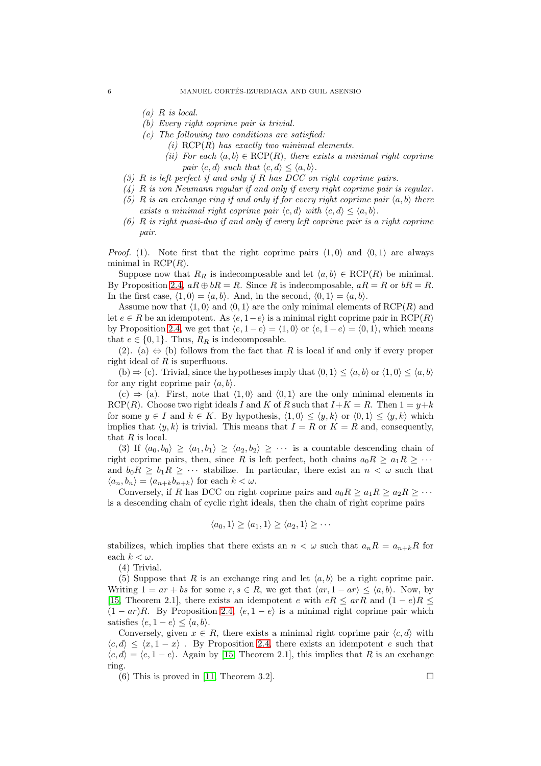*(a) $R$ is local.*
*(b) Every right coprime pair is trivial.*
*(c) The following two conditions are satisfied:*
  *(i) $\mathrm{RCP}(R)$ has exactly two minimal elements.*
  *(ii) For each $\langle a, b\rangle \in \mathrm{RCP}(R)$, there exists a minimal right coprime pair $\langle c, d\rangle$ such that $\langle c, d\rangle \leq \langle a, b\rangle$.*

*(3) $R$ is left perfect if and only if $R$ has DCC on right coprime pairs.*
*(4) $R$ is von Neumann regular if and only if every right coprime pair is regular.*
*(5) $R$ is an exchange ring if and only if for every right coprime pair $\langle a, b\rangle$ there exists a minimal right coprime pair $\langle c, d\rangle$ with $\langle c, d\rangle \leq \langle a, b\rangle$.*
*(6) $R$ is right quasi-duo if and only if every left coprime pair is a right coprime pair.*

*Proof.* (1). Note first that the right coprime pairs $\langle 1, 0\rangle$ and $\langle 0, 1\rangle$ are always minimal in $\mathrm{RCP}(R)$.

Suppose now that $R_R$ is indecomposable and let $\langle a, b\rangle \in \mathrm{RCP}(R)$ be minimal. By Proposition 2.4, $aR \oplus bR = R$. Since $R$ is indecomposable, $aR = R$ or $bR = R$. In the first case, $\langle 1, 0\rangle = \langle a, b\rangle$. And, in the second, $\langle 0, 1\rangle = \langle a, b\rangle$.

Assume now that $\langle 1, 0\rangle$ and $\langle 0, 1\rangle$ are the only minimal elements of $\mathrm{RCP}(R)$ and let $e \in R$ be an idempotent. As $\langle e, 1-e\rangle$ is a minimal right coprime pair in $\mathrm{RCP}(R)$ by Proposition 2.4, we get that $\langle e, 1-e\rangle = \langle 1, 0\rangle$ or $\langle e, 1-e\rangle = \langle 0, 1\rangle$, which means that $e \in \{0, 1\}$. Thus, $R_R$ is indecomposable.

(2). (a) $\Leftrightarrow$ (b) follows from the fact that $R$ is local if and only if every proper right ideal of $R$ is superfluous.

(b) $\Rightarrow$ (c). Trivial, since the hypotheses imply that $\langle 0, 1\rangle \leq \langle a, b\rangle$ or $\langle 1, 0\rangle \leq \langle a, b\rangle$ for any right coprime pair $\langle a, b\rangle$.

(c) $\Rightarrow$ (a). First, note that $\langle 1, 0\rangle$ and $\langle 0, 1\rangle$ are the only minimal elements in $\mathrm{RCP}(R)$. Choose two right ideals $I$ and $K$ of $R$ such that $I+K = R$. Then $1 = y+k$ for some $y \in I$ and $k \in K$. By hypothesis, $\langle 1, 0\rangle \leq \langle y, k\rangle$ or $\langle 0, 1\rangle \leq \langle y, k\rangle$ which implies that $\langle y, k\rangle$ is trivial. This means that $I = R$ or $K = R$ and, consequently, that $R$ is local.

(3) If $\langle a_0, b_0\rangle \geq \langle a_1, b_1\rangle \geq \langle a_2, b_2\rangle \geq \cdots$ is a countable descending chain of right coprime pairs, then, since $R$ is left perfect, both chains $a_0R \geq a_1R \geq \cdots$ and $b_0R \geq b_1R \geq \cdots$ stabilize. In particular, there exist an $n < \omega$ such that $\langle a_n, b_n\rangle = \langle a_{n+k} b_{n+k}\rangle$ for each $k < \omega$.

Conversely, if $R$ has DCC on right coprime pairs and $a_0R \geq a_1R \geq a_2R \geq \cdots$ is a descending chain of cyclic right ideals, then the chain of right coprime pairs

$$\langle a_0, 1\rangle \geq \langle a_1, 1\rangle \geq \langle a_2, 1\rangle \geq \cdots$$

stabilizes, which implies that there exists an $n < \omega$ such that $a_nR = a_{n+k}R$ for each $k < \omega$.

(4) Trivial.

(5) Suppose that $R$ is an exchange ring and let $\langle a, b\rangle$ be a right coprime pair. Writing $1 = ar + bs$ for some $r, s \in R$, we get that $\langle ar, 1-ar\rangle \leq \langle a, b\rangle$. Now, by [15, Theorem 2.1], there exists an idempotent $e$ with $eR \leq arR$ and $(1-e)R \leq (1-ar)R$. By Proposition 2.4, $\langle e, 1-e\rangle$ is a minimal right coprime pair which satisfies $\langle e, 1-e\rangle \leq \langle a, b\rangle$.

Conversely, given $x \in R$, there exists a minimal right coprime pair $\langle c, d\rangle$ with $\langle c, d\rangle \leq \langle x, 1-x\rangle$ . By Proposition 2.4, there exists an idempotent $e$ such that $\langle c, d\rangle = \langle e, 1-e\rangle$. Again by [15, Theorem 2.1], this implies that $R$ is an exchange ring.

(6) This is proved in [11, Theorem 3.2]. □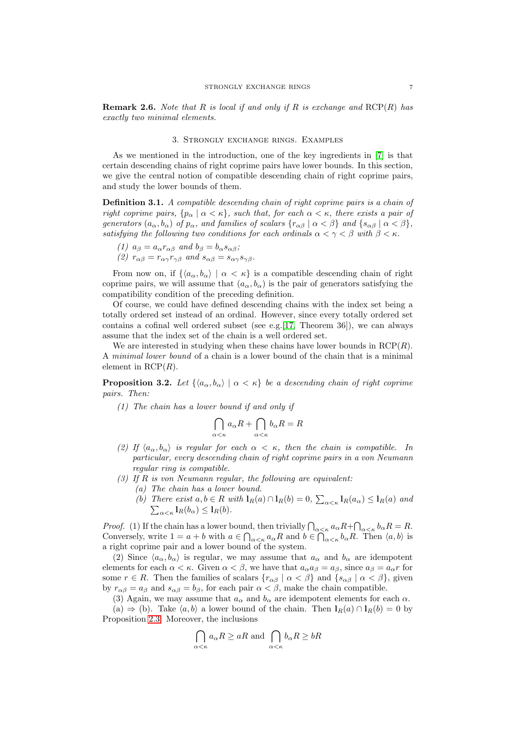**Remark 2.6.** *Note that $R$ is local if and only if $R$ is exchange and $\mathrm{RCP}(R)$ has exactly two minimal elements.*

## 3. Strongly exchange rings. Examples

As we mentioned in the introduction, one of the key ingredients in [7] is that certain descending chains of right coprime pairs have lower bounds. In this section, we give the central notion of compatible descending chain of right coprime pairs, and study the lower bounds of them.

**Definition 3.1.** *A compatible descending chain of right coprime pairs is a chain of right coprime pairs, $\{p_\alpha \mid \alpha < \kappa\}$, such that, for each $\alpha < \kappa$, there exists a pair of generators $(a_\alpha, b_\alpha)$ of $p_\alpha$, and families of scalars $\{r_{\alpha\beta} \mid \alpha < \beta\}$ and $\{s_{\alpha\beta} \mid \alpha < \beta\}$, satisfying the following two conditions for each ordinals $\alpha < \gamma < \beta$ with $\beta < \kappa$.*

*(1) $a_\beta = a_\alpha r_{\alpha\beta}$ and $b_\beta = b_\alpha s_{\alpha\beta}$;*
*(2) $r_{\alpha\beta} = r_{\alpha\gamma} r_{\gamma\beta}$ and $s_{\alpha\beta} = s_{\alpha\gamma} s_{\gamma\beta}$.*

From now on, if $\{\langle a_\alpha, b_\alpha\rangle \mid \alpha < \kappa\}$ is a compatible descending chain of right coprime pairs, we will assume that $(a_\alpha, b_\alpha)$ is the pair of generators satisfying the compatibility condition of the preceding definition.

Of course, we could have defined descending chains with the index set being a totally ordered set instead of an ordinal. However, since every totally ordered set contains a cofinal well ordered subset (see e.g.[17, Theorem 36]), we can always assume that the index set of the chain is a well ordered set.

We are interested in studying when these chains have lower bounds in $\mathrm{RCP}(R)$. A *minimal lower bound* of a chain is a lower bound of the chain that is a minimal element in $\mathrm{RCP}(R)$.

**Proposition 3.2.** *Let $\{\langle a_\alpha, b_\alpha\rangle \mid \alpha < \kappa\}$ be a descending chain of right coprime pairs. Then:*

*(1) The chain has a lower bound if and only if*

$$\bigcap_{\alpha<\kappa} a_\alpha R + \bigcap_{\alpha<\kappa} b_\alpha R = R$$

*(2) If $\langle a_\alpha, b_\alpha\rangle$ is regular for each $\alpha < \kappa$, then the chain is compatible. In particular, every descending chain of right coprime pairs in a von Neumann regular ring is compatible.*

*(3) If $R$ is von Neumann regular, the following are equivalent:*
*(a) The chain has a lower bound.*
*(b) There exist $a, b \in R$ with $\mathbf{l}_R(a) \cap \mathbf{l}_R(b) = 0$, $\sum_{\alpha<\kappa} \mathbf{l}_R(a_\alpha) \leq \mathbf{l}_R(a)$ and $\sum_{\alpha<\kappa} \mathbf{l}_R(b_\alpha) \leq \mathbf{l}_R(b)$.*

*Proof.* (1) If the chain has a lower bound, then trivially $\bigcap_{\alpha<\kappa} a_\alpha R + \bigcap_{\alpha<\kappa} b_\alpha R = R$. Conversely, write $1 = a + b$ with $a \in \bigcap_{\alpha<\kappa} a_\alpha R$ and $b \in \bigcap_{\alpha<\kappa} b_\alpha R$. Then $\langle a, b\rangle$ is a right coprime pair and a lower bound of the system.

(2) Since $\langle a_\alpha, b_\alpha\rangle$ is regular, we may assume that $a_\alpha$ and $b_\alpha$ are idempotent elements for each $\alpha < \kappa$. Given $\alpha < \beta$, we have that $a_\alpha a_\beta = a_\beta$, since $a_\beta = a_\alpha r$ for some $r \in R$. Then the families of scalars $\{r_{\alpha\beta} \mid \alpha < \beta\}$ and $\{s_{\alpha\beta} \mid \alpha < \beta\}$, given by $r_{\alpha\beta} = a_\beta$ and $s_{\alpha\beta} = b_\beta$, for each pair $\alpha < \beta$, make the chain compatible.

(3) Again, we may assume that $a_\alpha$ and $b_\alpha$ are idempotent elements for each $\alpha$.

(a) $\Rightarrow$ (b). Take $\langle a, b\rangle$ a lower bound of the chain. Then $\mathbf{l}_R(a) \cap \mathbf{l}_R(b) = 0$ by Proposition 2.3. Moreover, the inclusions

$$\bigcap_{\alpha<\kappa} a_\alpha R \geq aR \text{ and } \bigcap_{\alpha<\kappa} b_\alpha R \geq bR$$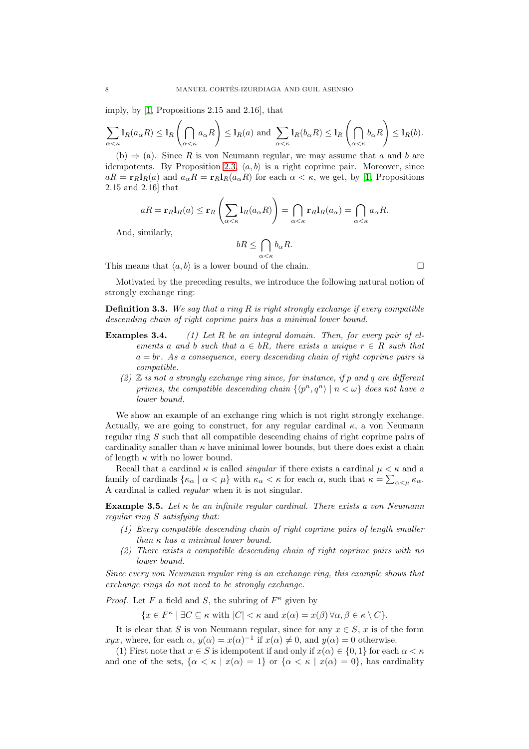imply, by [1, Propositions 2.15 and 2.16], that

$$\sum_{\alpha<\kappa} \mathbf{l}_R(a_\alpha R) \leq \mathbf{l}_R\left(\bigcap_{\alpha<\kappa} a_\alpha R\right) \leq \mathbf{l}_R(a) \text{ and } \sum_{\alpha<\kappa} \mathbf{l}_R(b_\alpha R) \leq \mathbf{l}_R\left(\bigcap_{\alpha<\kappa} b_\alpha R\right) \leq \mathbf{l}_R(b).$$

(b) $\Rightarrow$ (a). Since $R$ is von Neumann regular, we may assume that $a$ and $b$ are idempotents. By Proposition 2.3, $\langle a, b\rangle$ is a right coprime pair. Moreover, since $aR = \mathbf{r}_R\mathbf{l}_R(a)$ and $a_\alpha R = \mathbf{r}_R\mathbf{l}_R(a_\alpha R)$ for each $\alpha < \kappa$, we get, by [1, Propositions 2.15 and 2.16] that

$$aR = \mathbf{r}_R\mathbf{l}_R(a) \leq \mathbf{r}_R\left(\sum_{\alpha<\kappa} \mathbf{l}_R(a_\alpha R)\right) = \bigcap_{\alpha<\kappa} \mathbf{r}_R\mathbf{l}_R(a_\alpha) = \bigcap_{\alpha<\kappa} a_\alpha R.$$

And, similarly,

$$bR \leq \bigcap_{\alpha<\kappa} b_\alpha R.$$

This means that $\langle a, b\rangle$ is a lower bound of the chain. $\square$

Motivated by the preceding results, we introduce the following natural notion of strongly exchange ring:

**Definition 3.3.** *We say that a ring $R$ is right strongly exchange if every compatible descending chain of right coprime pairs has a minimal lower bound.*

**Examples 3.4.**
*(1) Let $R$ be an integral domain. Then, for every pair of elements $a$ and $b$ such that $a \in bR$, there exists a unique $r \in R$ such that $a = br$. As a consequence, every descending chain of right coprime pairs is compatible.*
*(2) $\mathbb{Z}$ is not a strongly exchange ring since, for instance, if $p$ and $q$ are different primes, the compatible descending chain $\{\langle p^n, q^n\rangle \mid n < \omega\}$ does not have a lower bound.*

We show an example of an exchange ring which is not right strongly exchange. Actually, we are going to construct, for any regular cardinal $\kappa$, a von Neumann regular ring $S$ such that all compatible descending chains of right coprime pairs of cardinality smaller than $\kappa$ have minimal lower bounds, but there does exist a chain of length $\kappa$ with no lower bound.

Recall that a cardinal $\kappa$ is called *singular* if there exists a cardinal $\mu < \kappa$ and a family of cardinals $\{\kappa_\alpha \mid \alpha < \mu\}$ with $\kappa_\alpha < \kappa$ for each $\alpha$, such that $\kappa = \sum_{\alpha<\mu} \kappa_\alpha$. A cardinal is called *regular* when it is not singular.

**Example 3.5.** *Let $\kappa$ be an infinite regular cardinal. There exists a von Neumann regular ring $S$ satisfying that:*
*(1) Every compatible descending chain of right coprime pairs of length smaller than $\kappa$ has a minimal lower bound.*
*(2) There exists a compatible descending chain of right coprime pairs with no lower bound.*

*Since every von Neumann regular ring is an exchange ring, this example shows that exchange rings do not need to be strongly exchange.*

*Proof.* Let $F$ a field and $S$, the subring of $F^\kappa$ given by

$$\{x \in F^\kappa \mid \exists C \subseteq \kappa \text{ with } |C| < \kappa \text{ and } x(\alpha) = x(\beta)\, \forall \alpha, \beta \in \kappa \setminus C\}.$$

It is clear that $S$ is von Neumann regular, since for any $x \in S$, $x$ is of the form $xyx$, where, for each $\alpha$, $y(\alpha) = x(\alpha)^{-1}$ if $x(\alpha) \neq 0$, and $y(\alpha) = 0$ otherwise.

(1) First note that $x \in S$ is idempotent if and only if $x(\alpha) \in \{0, 1\}$ for each $\alpha < \kappa$ and one of the sets, $\{\alpha < \kappa \mid x(\alpha) = 1\}$ or $\{\alpha < \kappa \mid x(\alpha) = 0\}$, has cardinality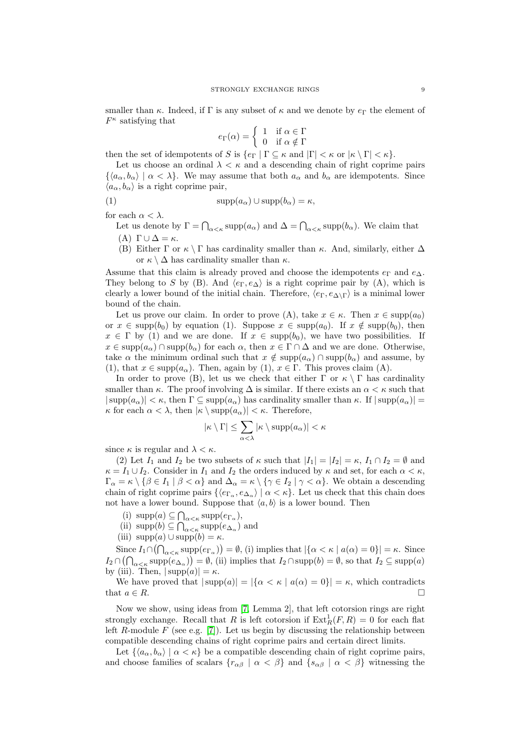smaller than $\kappa$. Indeed, if $\Gamma$ is any subset of $\kappa$ and we denote by $e_\Gamma$ the element of $F^\kappa$ satisfying that

$$e_\Gamma(\alpha) = \begin{cases} 1 & \text{if } \alpha \in \Gamma \\ 0 & \text{if } \alpha \notin \Gamma \end{cases}$$

then the set of idempotents of $S$ is $\{e_\Gamma \mid \Gamma \subseteq \kappa \text{ and } |\Gamma| < \kappa \text{ or } |\kappa \setminus \Gamma| < \kappa\}$.

Let us choose an ordinal $\lambda < \kappa$ and a descending chain of right coprime pairs $\{\langle a_\alpha, b_\alpha \rangle \mid \alpha < \lambda\}$. We may assume that both $a_\alpha$ and $b_\alpha$ are idempotents. Since $\langle a_\alpha, b_\alpha \rangle$ is a right coprime pair,

$$\operatorname{supp}(a_\alpha) \cup \operatorname{supp}(b_\alpha) = \kappa, \tag{1}$$

for each $\alpha < \lambda$.

Let us denote by $\Gamma = \bigcap_{\alpha<\kappa} \operatorname{supp}(a_\alpha)$ and $\Delta = \bigcap_{\alpha<\kappa} \operatorname{supp}(b_\alpha)$. We claim that

- (A) $\Gamma \cup \Delta = \kappa$.
- (B) Either $\Gamma$ or $\kappa \setminus \Gamma$ has cardinality smaller than $\kappa$. And, similarly, either $\Delta$ or $\kappa \setminus \Delta$ has cardinality smaller than $\kappa$.

Assume that this claim is already proved and choose the idempotents $e_\Gamma$ and $e_\Delta$. They belong to $S$ by (B). And $\langle e_\Gamma, e_\Delta \rangle$ is a right coprime pair by (A), which is clearly a lower bound of the initial chain. Therefore, $\langle e_\Gamma, e_{\Delta\setminus\Gamma} \rangle$ is a minimal lower bound of the chain.

Let us prove our claim. In order to prove (A), take $x \in \kappa$. Then $x \in \operatorname{supp}(a_0)$ or $x \in \operatorname{supp}(b_0)$ by equation (1). Suppose $x \in \operatorname{supp}(a_0)$. If $x \notin \operatorname{supp}(b_0)$, then $x \in \Gamma$ by (1) and we are done. If $x \in \operatorname{supp}(b_0)$, we have two possibilities. If $x \in \operatorname{supp}(a_\alpha) \cap \operatorname{supp}(b_\alpha)$ for each $\alpha$, then $x \in \Gamma \cap \Delta$ and we are done. Otherwise, take $\alpha$ the minimum ordinal such that $x \notin \operatorname{supp}(a_\alpha) \cap \operatorname{supp}(b_\alpha)$ and assume, by (1), that $x \in \operatorname{supp}(a_\alpha)$. Then, again by (1), $x \in \Gamma$. This proves claim (A).

In order to prove (B), let us we check that either $\Gamma$ or $\kappa \setminus \Gamma$ has cardinality smaller than $\kappa$. The proof involving $\Delta$ is similar. If there exists an $\alpha < \kappa$ such that $|\operatorname{supp}(a_\alpha)| < \kappa$, then $\Gamma \subseteq \operatorname{supp}(a_\alpha)$ has cardinality smaller than $\kappa$. If $|\operatorname{supp}(a_\alpha)| = \kappa$ for each $\alpha < \lambda$, then $|\kappa \setminus \operatorname{supp}(a_\alpha)| < \kappa$. Therefore,

$$|\kappa \setminus \Gamma| \leq \sum_{\alpha<\lambda} |\kappa \setminus \operatorname{supp}(a_\alpha)| < \kappa$$

since $\kappa$ is regular and $\lambda < \kappa$.

(2) Let $I_1$ and $I_2$ be two subsets of $\kappa$ such that $|I_1| = |I_2| = \kappa$, $I_1 \cap I_2 = \emptyset$ and $\kappa = I_1 \cup I_2$. Consider in $I_1$ and $I_2$ the orders induced by $\kappa$ and set, for each $\alpha < \kappa$, $\Gamma_\alpha = \kappa \setminus \{\beta \in I_1 \mid \beta < \alpha\}$ and $\Delta_\alpha = \kappa \setminus \{\gamma \in I_2 \mid \gamma < \alpha\}$. We obtain a descending chain of right coprime pairs $\{\langle e_{\Gamma_\alpha}, e_{\Delta_\alpha} \rangle \mid \alpha < \kappa\}$. Let us check that this chain does not have a lower bound. Suppose that $\langle a, b \rangle$ is a lower bound. Then

- (i) $\operatorname{supp}(a) \subseteq \bigcap_{\alpha<\kappa} \operatorname{supp}(e_{\Gamma_\alpha})$,
- (ii) $\operatorname{supp}(b) \subseteq \bigcap_{\alpha<\kappa} \operatorname{supp}(e_{\Delta_\alpha})$ and
- (iii) $\operatorname{supp}(a) \cup \operatorname{supp}(b) = \kappa$.

Since $I_1 \cap \left(\bigcap_{\alpha<\kappa} \operatorname{supp}(e_{\Gamma_\alpha})\right) = \emptyset$, (i) implies that $|\{\alpha < \kappa \mid a(\alpha) = 0\}| = \kappa$. Since $I_2 \cap \left(\bigcap_{\alpha<\kappa} \operatorname{supp}(e_{\Delta_\alpha})\right) = \emptyset$, (ii) implies that $I_2 \cap \operatorname{supp}(b) = \emptyset$, so that $I_2 \subseteq \operatorname{supp}(a)$ by (iii). Then, $|\operatorname{supp}(a)| = \kappa$.

We have proved that $|\operatorname{supp}(a)| = |\{\alpha < \kappa \mid a(\alpha) = 0\}| = \kappa$, which contradicts that $a \in R$. □

Now we show, using ideas from [7, Lemma 2], that left cotorsion rings are right strongly exchange. Recall that $R$ is left cotorsion if $\operatorname{Ext}^1_R(F, R) = 0$ for each flat left $R$-module $F$ (see e.g. [7]). Let us begin by discussing the relationship between compatible descending chains of right coprime pairs and certain direct limits.

Let $\{\langle a_\alpha, b_\alpha \rangle \mid \alpha < \kappa\}$ be a compatible descending chain of right coprime pairs, and choose families of scalars $\{r_{\alpha\beta} \mid \alpha < \beta\}$ and $\{s_{\alpha\beta} \mid \alpha < \beta\}$ witnessing the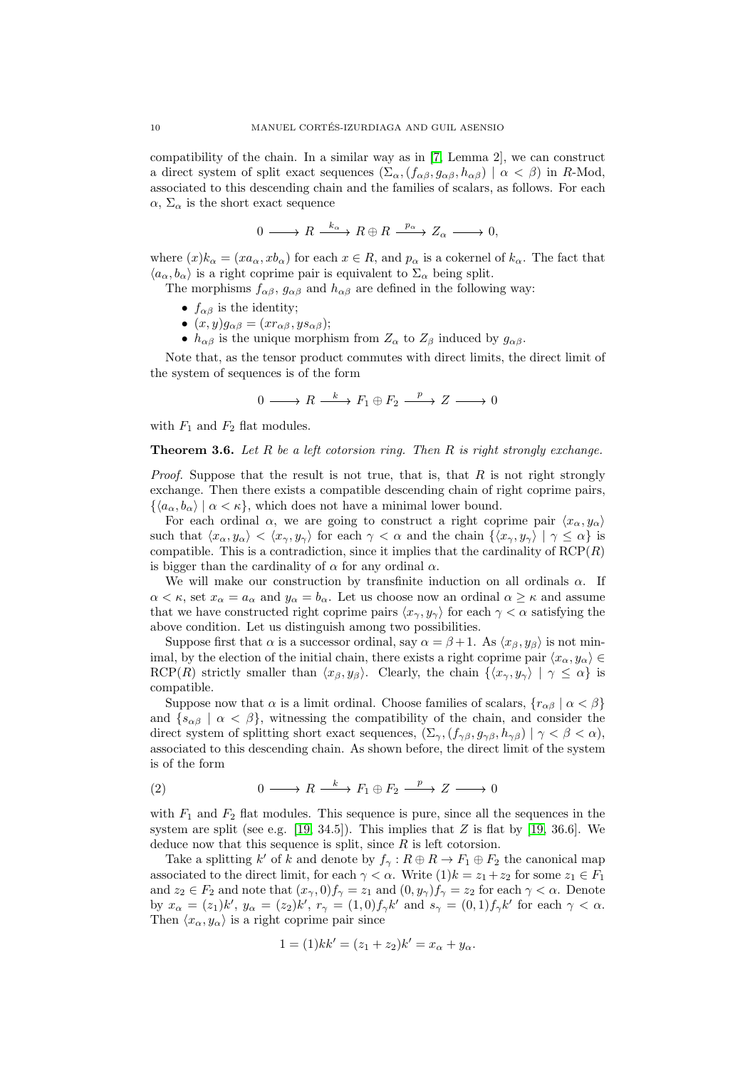compatibility of the chain. In a similar way as in [7, Lemma 2], we can construct a direct system of split exact sequences $(\Sigma_\alpha, (f_{\alpha\beta}, g_{\alpha\beta}, h_{\alpha\beta}) \mid \alpha < \beta)$ in $R$-Mod, associated to this descending chain and the families of scalars, as follows. For each $\alpha$, $\Sigma_\alpha$ is the short exact sequence

$$0 \longrightarrow R \xrightarrow{k_\alpha} R \oplus R \xrightarrow{p_\alpha} Z_\alpha \longrightarrow 0,$$

where $(x)k_\alpha = (xa_\alpha, xb_\alpha)$ for each $x \in R$, and $p_\alpha$ is a cokernel of $k_\alpha$. The fact that $\langle a_\alpha, b_\alpha \rangle$ is a right coprime pair is equivalent to $\Sigma_\alpha$ being split.

The morphisms $f_{\alpha\beta}$, $g_{\alpha\beta}$ and $h_{\alpha\beta}$ are defined in the following way:

- $f_{\alpha\beta}$ is the identity;
- $(x, y)g_{\alpha\beta} = (xr_{\alpha\beta}, ys_{\alpha\beta})$;
- $h_{\alpha\beta}$ is the unique morphism from $Z_\alpha$ to $Z_\beta$ induced by $g_{\alpha\beta}$.

Note that, as the tensor product commutes with direct limits, the direct limit of the system of sequences is of the form

$$0 \longrightarrow R \xrightarrow{k} F_1 \oplus F_2 \xrightarrow{p} Z \longrightarrow 0$$

with $F_1$ and $F_2$ flat modules.

**Theorem 3.6.** *Let $R$ be a left cotorsion ring. Then $R$ is right strongly exchange.*

*Proof.* Suppose that the result is not true, that is, that $R$ is not right strongly exchange. Then there exists a compatible descending chain of right coprime pairs, $\{\langle a_\alpha, b_\alpha \rangle \mid \alpha < \kappa\}$, which does not have a minimal lower bound.

For each ordinal $\alpha$, we are going to construct a right coprime pair $\langle x_\alpha, y_\alpha \rangle$ such that $\langle x_\alpha, y_\alpha \rangle < \langle x_\gamma, y_\gamma \rangle$ for each $\gamma < \alpha$ and the chain $\{\langle x_\gamma, y_\gamma \rangle \mid \gamma \leq \alpha\}$ is compatible. This is a contradiction, since it implies that the cardinality of $\mathrm{RCP}(R)$ is bigger than the cardinality of $\alpha$ for any ordinal $\alpha$.

We will make our construction by transfinite induction on all ordinals $\alpha$. If $\alpha < \kappa$, set $x_\alpha = a_\alpha$ and $y_\alpha = b_\alpha$. Let us choose now an ordinal $\alpha \geq \kappa$ and assume that we have constructed right coprime pairs $\langle x_\gamma, y_\gamma \rangle$ for each $\gamma < \alpha$ satisfying the above condition. Let us distinguish among two possibilities.

Suppose first that $\alpha$ is a successor ordinal, say $\alpha = \beta + 1$. As $\langle x_\beta, y_\beta \rangle$ is not minimal, by the election of the initial chain, there exists a right coprime pair $\langle x_\alpha, y_\alpha \rangle \in \mathrm{RCP}(R)$ strictly smaller than $\langle x_\beta, y_\beta \rangle$. Clearly, the chain $\{\langle x_\gamma, y_\gamma \rangle \mid \gamma \leq \alpha\}$ is compatible.

Suppose now that $\alpha$ is a limit ordinal. Choose families of scalars, $\{r_{\alpha\beta} \mid \alpha < \beta\}$ and $\{s_{\alpha\beta} \mid \alpha < \beta\}$, witnessing the compatibility of the chain, and consider the direct system of splitting short exact sequences, $(\Sigma_\gamma, (f_{\gamma\beta}, g_{\gamma\beta}, h_{\gamma\beta}) \mid \gamma < \beta < \alpha)$, associated to this descending chain. As shown before, the direct limit of the system is of the form

$$0 \longrightarrow R \xrightarrow{k} F_1 \oplus F_2 \xrightarrow{p} Z \longrightarrow 0 \tag{2}$$

with $F_1$ and $F_2$ flat modules. This sequence is pure, since all the sequences in the system are split (see e.g. [19, 34.5]). This implies that $Z$ is flat by [19, 36.6]. We deduce now that this sequence is split, since $R$ is left cotorsion.

Take a splitting $k'$ of $k$ and denote by $f_\gamma : R \oplus R \to F_1 \oplus F_2$ the canonical map associated to the direct limit, for each $\gamma < \alpha$. Write $(1)k = z_1 + z_2$ for some $z_1 \in F_1$ and $z_2 \in F_2$ and note that $(x_\gamma, 0)f_\gamma = z_1$ and $(0, y_\gamma)f_\gamma = z_2$ for each $\gamma < \alpha$. Denote by $x_\alpha = (z_1)k'$, $y_\alpha = (z_2)k'$, $r_\gamma = (1, 0)f_\gamma k'$ and $s_\gamma = (0, 1)f_\gamma k'$ for each $\gamma < \alpha$. Then $\langle x_\alpha, y_\alpha \rangle$ is a right coprime pair since

$$1 = (1)kk' = (z_1 + z_2)k' = x_\alpha + y_\alpha.$$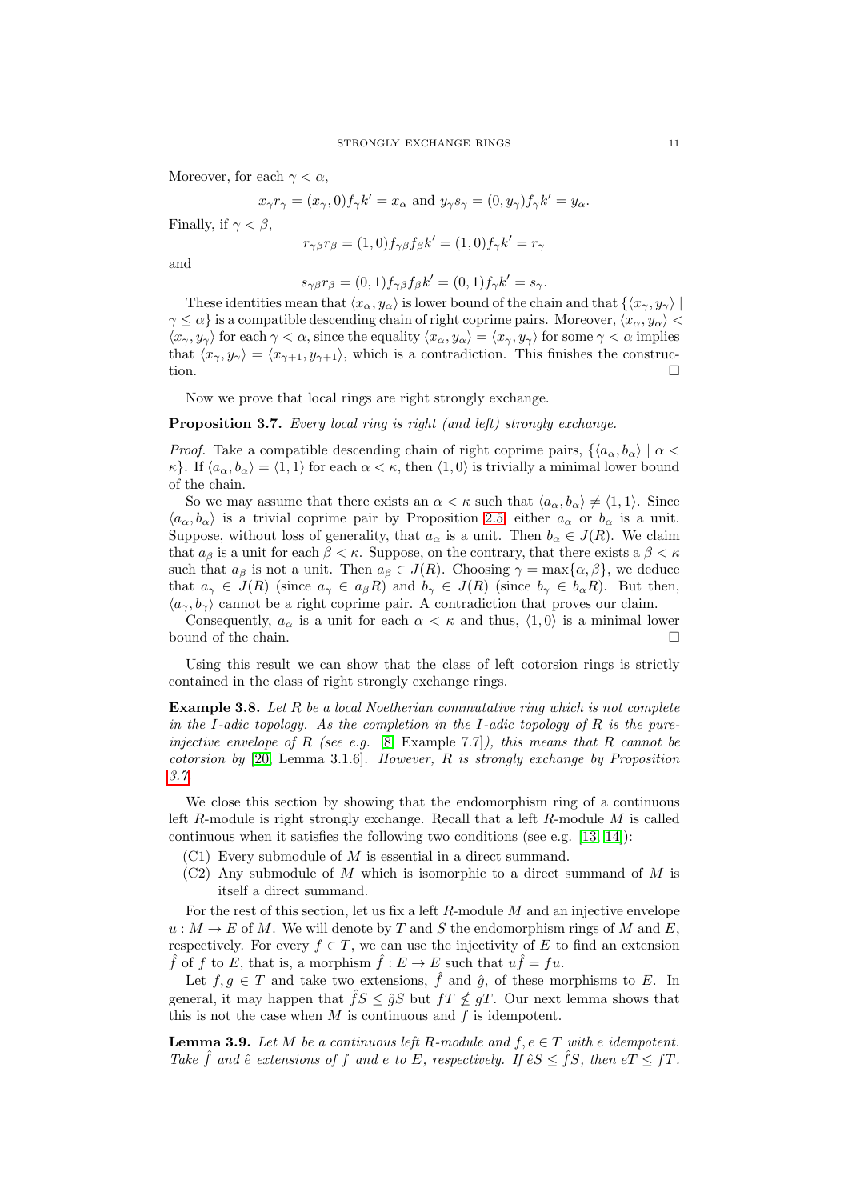Moreover, for each $\gamma < \alpha$,

$$x_\gamma r_\gamma = (x_\gamma, 0) f_\gamma k' = x_\alpha \text{ and } y_\gamma s_\gamma = (0, y_\gamma) f_\gamma k' = y_\alpha.$$

Finally, if $\gamma < \beta$,

$$r_{\gamma\beta} r_\beta = (1,0) f_{\gamma\beta} f_\beta k' = (1,0) f_\gamma k' = r_\gamma$$

and

$$s_{\gamma\beta} r_\beta = (0,1) f_{\gamma\beta} f_\beta k' = (0,1) f_\gamma k' = s_\gamma.$$

These identities mean that $\langle x_\alpha, y_\alpha \rangle$ is lower bound of the chain and that $\{\langle x_\gamma, y_\gamma \rangle \mid \gamma \leq \alpha\}$ is a compatible descending chain of right coprime pairs. Moreover, $\langle x_\alpha, y_\alpha \rangle < \langle x_\gamma, y_\gamma \rangle$ for each $\gamma < \alpha$, since the equality $\langle x_\alpha, y_\alpha \rangle = \langle x_\gamma, y_\gamma \rangle$ for some $\gamma < \alpha$ implies that $\langle x_\gamma, y_\gamma \rangle = \langle x_{\gamma+1}, y_{\gamma+1} \rangle$, which is a contradiction. This finishes the construction. $\square$

Now we prove that local rings are right strongly exchange.

**Proposition 3.7.** *Every local ring is right (and left) strongly exchange.*

*Proof.* Take a compatible descending chain of right coprime pairs, $\{\langle a_\alpha, b_\alpha \rangle \mid \alpha < \kappa\}$. If $\langle a_\alpha, b_\alpha \rangle = \langle 1, 1 \rangle$ for each $\alpha < \kappa$, then $\langle 1, 0 \rangle$ is trivially a minimal lower bound of the chain.

So we may assume that there exists an $\alpha < \kappa$ such that $\langle a_\alpha, b_\alpha \rangle \neq \langle 1, 1 \rangle$. Since $\langle a_\alpha, b_\alpha \rangle$ is a trivial coprime pair by Proposition 2.5, either $a_\alpha$ or $b_\alpha$ is a unit. Suppose, without loss of generality, that $a_\alpha$ is a unit. Then $b_\alpha \in J(R)$. We claim that $a_\beta$ is a unit for each $\beta < \kappa$. Suppose, on the contrary, that there exists a $\beta < \kappa$ such that $a_\beta$ is not a unit. Then $a_\beta \in J(R)$. Choosing $\gamma = \max\{\alpha, \beta\}$, we deduce that $a_\gamma \in J(R)$ (since $a_\gamma \in a_\beta R$) and $b_\gamma \in J(R)$ (since $b_\gamma \in b_\alpha R$). But then, $\langle a_\gamma, b_\gamma \rangle$ cannot be a right coprime pair. A contradiction that proves our claim.

Consequently, $a_\alpha$ is a unit for each $\alpha < \kappa$ and thus, $\langle 1, 0 \rangle$ is a minimal lower bound of the chain. $\square$

Using this result we can show that the class of left cotorsion rings is strictly contained in the class of right strongly exchange rings.

**Example 3.8.** *Let $R$ be a local Noetherian commutative ring which is not complete in the $I$-adic topology. As the completion in the $I$-adic topology of $R$ is the pure-injective envelope of $R$ (see e.g.* [8, Example 7.7]*), this means that $R$ cannot be cotorsion by* [20, Lemma 3.1.6]*. However, $R$ is strongly exchange by Proposition 3.7.*

We close this section by showing that the endomorphism ring of a continuous left $R$-module is right strongly exchange. Recall that a left $R$-module $M$ is called continuous when it satisfies the following two conditions (see e.g. [13, 14]):

(C1) Every submodule of $M$ is essential in a direct summand.

(C2) Any submodule of $M$ which is isomorphic to a direct summand of $M$ is itself a direct summand.

For the rest of this section, let us fix a left $R$-module $M$ and an injective envelope $u : M \to E$ of $M$. We will denote by $T$ and $S$ the endomorphism rings of $M$ and $E$, respectively. For every $f \in T$, we can use the injectivity of $E$ to find an extension $\hat{f}$ of $f$ to $E$, that is, a morphism $\hat{f} : E \to E$ such that $u\hat{f} = fu$.

Let $f, g \in T$ and take two extensions, $\hat{f}$ and $\hat{g}$, of these morphisms to $E$. In general, it may happen that $\hat{f}S \leq \hat{g}S$ but $fT \nleq gT$. Our next lemma shows that this is not the case when $M$ is continuous and $f$ is idempotent.

**Lemma 3.9.** *Let $M$ be a continuous left $R$-module and $f, e \in T$ with $e$ idempotent. Take $\hat{f}$ and $\hat{e}$ extensions of $f$ and $e$ to $E$, respectively. If $\hat{e}S \leq \hat{f}S$, then $eT \leq fT$.*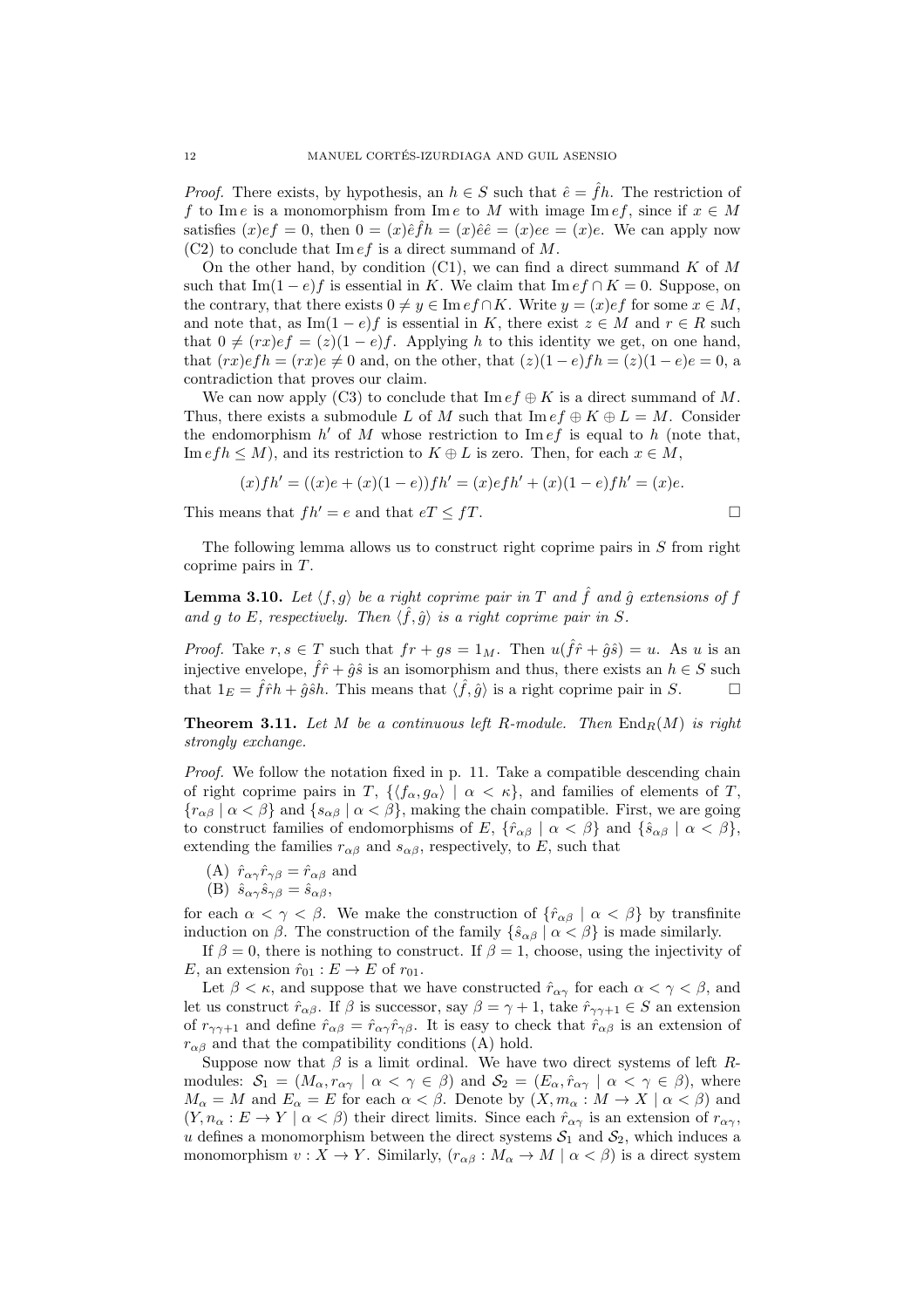*Proof.* There exists, by hypothesis, an $h \in S$ such that $\hat{e} = \hat{f}h$. The restriction of $f$ to $\operatorname{Im} e$ is a monomorphism from $\operatorname{Im} e$ to $M$ with image $\operatorname{Im} ef$, since if $x \in M$ satisfies $(x)ef = 0$, then $0 = (x)\hat{e}\hat{f}h = (x)\hat{e}\hat{e} = (x)ee = (x)e$. We can apply now (C2) to conclude that $\operatorname{Im} ef$ is a direct summand of $M$.

On the other hand, by condition (C1), we can find a direct summand $K$ of $M$ such that $\operatorname{Im}(1-e)f$ is essential in $K$. We claim that $\operatorname{Im} ef \cap K = 0$. Suppose, on the contrary, that there exists $0 \neq y \in \operatorname{Im} ef \cap K$. Write $y = (x)ef$ for some $x \in M$, and note that, as $\operatorname{Im}(1-e)f$ is essential in $K$, there exist $z \in M$ and $r \in R$ such that $0 \neq (rx)ef = (z)(1-e)f$. Applying $h$ to this identity we get, on one hand, that $(rx)efh = (rx)e \neq 0$ and, on the other, that $(z)(1-e)fh = (z)(1-e)e = 0$, a contradiction that proves our claim.

We can now apply (C3) to conclude that $\operatorname{Im} ef \oplus K$ is a direct summand of $M$. Thus, there exists a submodule $L$ of $M$ such that $\operatorname{Im} ef \oplus K \oplus L = M$. Consider the endomorphism $h'$ of $M$ whose restriction to $\operatorname{Im} ef$ is equal to $h$ (note that, $\operatorname{Im} efh \leq M$), and its restriction to $K \oplus L$ is zero. Then, for each $x \in M$,

$$(x)fh' = ((x)e + (x)(1-e))fh' = (x)efh' + (x)(1-e)fh' = (x)e.$$

This means that $fh' = e$ and that $eT \leq fT$. $\square$

The following lemma allows us to construct right coprime pairs in $S$ from right coprime pairs in $T$.

**Lemma 3.10.** *Let $\langle f, g\rangle$ be a right coprime pair in $T$ and $\hat{f}$ and $\hat{g}$ extensions of $f$ and $g$ to $E$, respectively. Then $\langle \hat{f}, \hat{g}\rangle$ is a right coprime pair in $S$.*

*Proof.* Take $r, s \in T$ such that $fr + gs = 1_M$. Then $u(\hat{f}\hat{r} + \hat{g}\hat{s}) = u$. As $u$ is an injective envelope, $\hat{f}\hat{r} + \hat{g}\hat{s}$ is an isomorphism and thus, there exists an $h \in S$ such that $1_E = \hat{f}\hat{r}h + \hat{g}\hat{s}h$. This means that $\langle \hat{f}, \hat{g}\rangle$ is a right coprime pair in $S$. $\square$

**Theorem 3.11.** *Let $M$ be a continuous left $R$-module. Then $\operatorname{End}_R(M)$ is right strongly exchange.*

*Proof.* We follow the notation fixed in p. 11. Take a compatible descending chain of right coprime pairs in $T$, $\{\langle f_\alpha, g_\alpha\rangle \mid \alpha < \kappa\}$, and families of elements of $T$, $\{r_{\alpha\beta} \mid \alpha < \beta\}$ and $\{s_{\alpha\beta} \mid \alpha < \beta\}$, making the chain compatible. First, we are going to construct families of endomorphisms of $E$, $\{\hat{r}_{\alpha\beta} \mid \alpha < \beta\}$ and $\{\hat{s}_{\alpha\beta} \mid \alpha < \beta\}$, extending the families $r_{\alpha\beta}$ and $s_{\alpha\beta}$, respectively, to $E$, such that

(A) $\hat{r}_{\alpha\gamma}\hat{r}_{\gamma\beta} = \hat{r}_{\alpha\beta}$ and
(B) $\hat{s}_{\alpha\gamma}\hat{s}_{\gamma\beta} = \hat{s}_{\alpha\beta}$,

for each $\alpha < \gamma < \beta$. We make the construction of $\{\hat{r}_{\alpha\beta} \mid \alpha < \beta\}$ by transfinite induction on $\beta$. The construction of the family $\{\hat{s}_{\alpha\beta} \mid \alpha < \beta\}$ is made similarly.

If $\beta = 0$, there is nothing to construct. If $\beta = 1$, choose, using the injectivity of $E$, an extension $\hat{r}_{01} : E \to E$ of $r_{01}$.

Let $\beta < \kappa$, and suppose that we have constructed $\hat{r}_{\alpha\gamma}$ for each $\alpha < \gamma < \beta$, and let us construct $\hat{r}_{\alpha\beta}$. If $\beta$ is successor, say $\beta = \gamma + 1$, take $\hat{r}_{\gamma\gamma+1} \in S$ an extension of $r_{\gamma\gamma+1}$ and define $\hat{r}_{\alpha\beta} = \hat{r}_{\alpha\gamma}\hat{r}_{\gamma\beta}$. It is easy to check that $\hat{r}_{\alpha\beta}$ is an extension of $r_{\alpha\beta}$ and that the compatibility conditions (A) hold.

Suppose now that $\beta$ is a limit ordinal. We have two direct systems of left $R$-modules: $\mathcal{S}_1 = (M_\alpha, r_{\alpha\gamma} \mid \alpha < \gamma \in \beta)$ and $\mathcal{S}_2 = (E_\alpha, \hat{r}_{\alpha\gamma} \mid \alpha < \gamma \in \beta)$, where $M_\alpha = M$ and $E_\alpha = E$ for each $\alpha < \beta$. Denote by $(X, m_\alpha : M \to X \mid \alpha < \beta)$ and $(Y, n_\alpha : E \to Y \mid \alpha < \beta)$ their direct limits. Since each $\hat{r}_{\alpha\gamma}$ is an extension of $r_{\alpha\gamma}$, $u$ defines a monomorphism between the direct systems $\mathcal{S}_1$ and $\mathcal{S}_2$, which induces a monomorphism $v : X \to Y$. Similarly, $(r_{\alpha\beta} : M_\alpha \to M \mid \alpha < \beta)$ is a direct system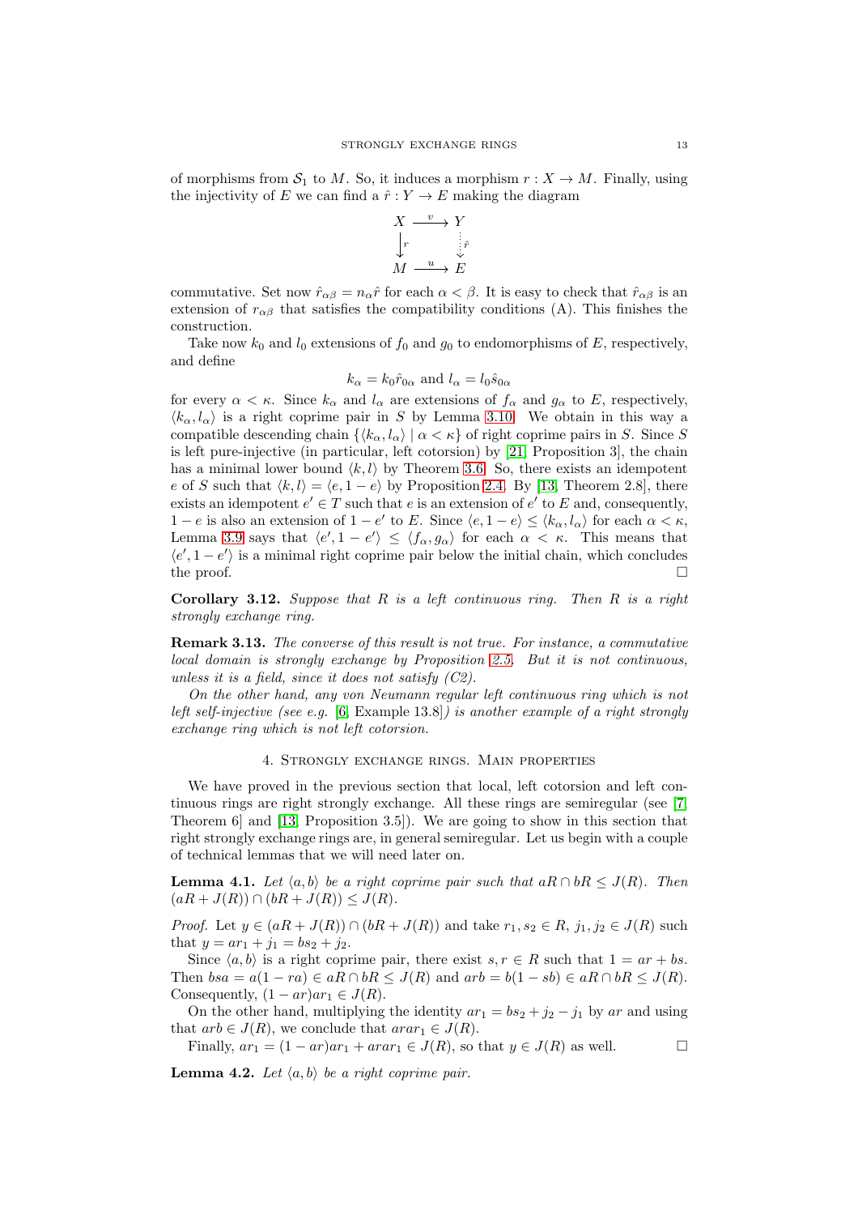of morphisms from $\mathcal{S}_1$ to $M$. So, it induces a morphism $r : X \to M$. Finally, using the injectivity of $E$ we can find a $\hat{r} : Y \to E$ making the diagram

$$\begin{array}{ccc} X & \xrightarrow{v} & Y \\ \downarrow r & & \downarrow \hat{r} \\ M & \xrightarrow{u} & E \end{array}$$

commutative. Set now $\hat{r}_{\alpha\beta} = n_\alpha \hat{r}$ for each $\alpha < \beta$. It is easy to check that $\hat{r}_{\alpha\beta}$ is an extension of $r_{\alpha\beta}$ that satisfies the compatibility conditions (A). This finishes the construction.

Take now $k_0$ and $l_0$ extensions of $f_0$ and $g_0$ to endomorphisms of $E$, respectively, and define

$$k_\alpha = k_0 \hat{r}_{0\alpha} \text{ and } l_\alpha = l_0 \hat{s}_{0\alpha}$$

for every $\alpha < \kappa$. Since $k_\alpha$ and $l_\alpha$ are extensions of $f_\alpha$ and $g_\alpha$ to $E$, respectively, $\langle k_\alpha, l_\alpha \rangle$ is a right coprime pair in $S$ by Lemma 3.10. We obtain in this way a compatible descending chain $\{\langle k_\alpha, l_\alpha \rangle \mid \alpha < \kappa\}$ of right coprime pairs in $S$. Since $S$ is left pure-injective (in particular, left cotorsion) by [21, Proposition 3], the chain has a minimal lower bound $\langle k, l \rangle$ by Theorem 3.6. So, there exists an idempotent $e$ of $S$ such that $\langle k, l \rangle = \langle e, 1-e \rangle$ by Proposition 2.4. By [13, Theorem 2.8], there exists an idempotent $e' \in T$ such that $e$ is an extension of $e'$ to $E$ and, consequently, $1-e$ is also an extension of $1-e'$ to $E$. Since $\langle e, 1-e \rangle \leq \langle k_\alpha, l_\alpha \rangle$ for each $\alpha < \kappa$, Lemma 3.9 says that $\langle e', 1-e' \rangle \leq \langle f_\alpha, g_\alpha \rangle$ for each $\alpha < \kappa$. This means that $\langle e', 1-e' \rangle$ is a minimal right coprime pair below the initial chain, which concludes the proof. $\square$

**Corollary 3.12.** *Suppose that $R$ is a left continuous ring. Then $R$ is a right strongly exchange ring.*

**Remark 3.13.** *The converse of this result is not true. For instance, a commutative local domain is strongly exchange by Proposition 2.5. But it is not continuous, unless it is a field, since it does not satisfy (C2).*

*On the other hand, any von Neumann regular left continuous ring which is not left self-injective (see e.g. [6, Example 13.8]) is another example of a right strongly exchange ring which is not left cotorsion.*

## 4. Strongly exchange rings. Main properties

We have proved in the previous section that local, left cotorsion and left continuous rings are right strongly exchange. All these rings are semiregular (see [7, Theorem 6] and [13, Proposition 3.5]). We are going to show in this section that right strongly exchange rings are, in general semiregular. Let us begin with a couple of technical lemmas that we will need later on.

**Lemma 4.1.** *Let $\langle a, b \rangle$ be a right coprime pair such that $aR \cap bR \leq J(R)$. Then $(aR + J(R)) \cap (bR + J(R)) \leq J(R)$.*

*Proof.* Let $y \in (aR + J(R)) \cap (bR + J(R))$ and take $r_1, s_2 \in R$, $j_1, j_2 \in J(R)$ such that $y = ar_1 + j_1 = bs_2 + j_2$.

Since $\langle a, b \rangle$ is a right coprime pair, there exist $s, r \in R$ such that $1 = ar + bs$. Then $bsa = a(1-ra) \in aR \cap bR \leq J(R)$ and $arb = b(1-sb) \in aR \cap bR \leq J(R)$. Consequently, $(1-ar)ar_1 \in J(R)$.

On the other hand, multiplying the identity $ar_1 = bs_2 + j_2 - j_1$ by $ar$ and using that $arb \in J(R)$, we conclude that $arar_1 \in J(R)$.

Finally, $ar_1 = (1-ar)ar_1 + arar_1 \in J(R)$, so that $y \in J(R)$ as well. $\square$

**Lemma 4.2.** *Let $\langle a, b \rangle$ be a right coprime pair.*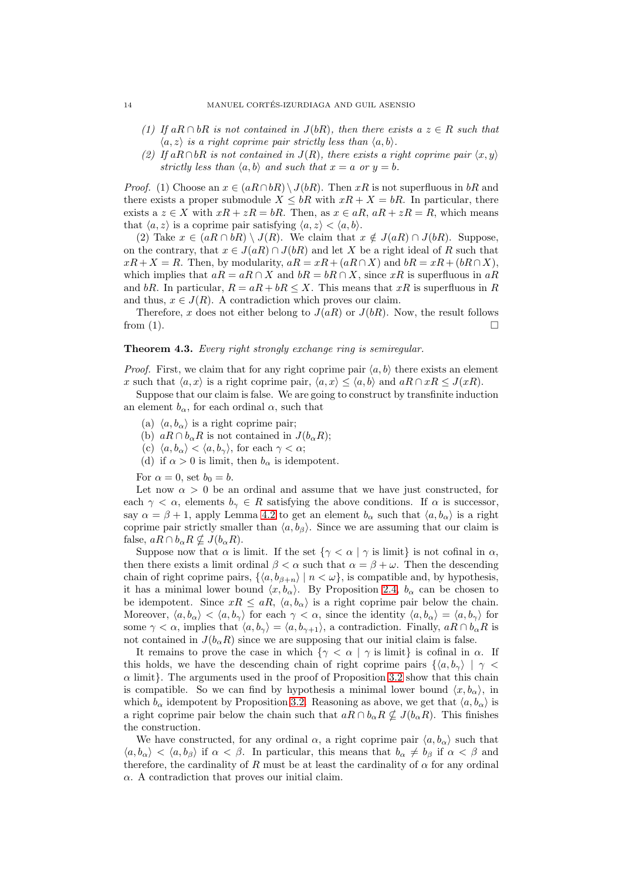*(1) If $aR \cap bR$ is not contained in $J(bR)$, then there exists a $z \in R$ such that $\langle a, z \rangle$ is a right coprime pair strictly less than $\langle a, b \rangle$.*

*(2) If $aR \cap bR$ is not contained in $J(R)$, there exists a right coprime pair $\langle x, y \rangle$ strictly less than $\langle a, b \rangle$ and such that $x = a$ or $y = b$.*

*Proof.* (1) Choose an $x \in (aR \cap bR) \setminus J(bR)$. Then $xR$ is not superfluous in $bR$ and there exists a proper submodule $X \leq bR$ with $xR + X = bR$. In particular, there exists a $z \in X$ with $xR + zR = bR$. Then, as $x \in aR$, $aR + zR = R$, which means that $\langle a, z \rangle$ is a coprime pair satisfying $\langle a, z \rangle < \langle a, b \rangle$.

(2) Take $x \in (aR \cap bR) \setminus J(R)$. We claim that $x \notin J(aR) \cap J(bR)$. Suppose, on the contrary, that $x \in J(aR) \cap J(bR)$ and let $X$ be a right ideal of $R$ such that $xR + X = R$. Then, by modularity, $aR = xR + (aR \cap X)$ and $bR = xR + (bR \cap X)$, which implies that $aR = aR \cap X$ and $bR = bR \cap X$, since $xR$ is superfluous in $aR$ and $bR$. In particular, $R = aR + bR \leq X$. This means that $xR$ is superfluous in $R$ and thus, $x \in J(R)$. A contradiction which proves our claim.

Therefore, $x$ does not either belong to $J(aR)$ or $J(bR)$. Now, the result follows from (1). $\square$

**Theorem 4.3.** *Every right strongly exchange ring is semiregular.*

*Proof.* First, we claim that for any right coprime pair $\langle a, b \rangle$ there exists an element $x$ such that $\langle a, x \rangle$ is a right coprime pair, $\langle a, x \rangle \leq \langle a, b \rangle$ and $aR \cap xR \leq J(xR)$.

Suppose that our claim is false. We are going to construct by transfinite induction an element $b_\alpha$, for each ordinal $\alpha$, such that

(a) $\langle a, b_\alpha \rangle$ is a right coprime pair;
(b) $aR \cap b_\alpha R$ is not contained in $J(b_\alpha R)$;
(c) $\langle a, b_\alpha \rangle < \langle a, b_\gamma \rangle$, for each $\gamma < \alpha$;
(d) if $\alpha > 0$ is limit, then $b_\alpha$ is idempotent.

For $\alpha = 0$, set $b_0 = b$.

Let now $\alpha > 0$ be an ordinal and assume that we have just constructed, for each $\gamma < \alpha$, elements $b_\gamma \in R$ satisfying the above conditions. If $\alpha$ is successor, say $\alpha = \beta + 1$, apply Lemma 4.2 to get an element $b_\alpha$ such that $\langle a, b_\alpha \rangle$ is a right coprime pair strictly smaller than $\langle a, b_\beta \rangle$. Since we are assuming that our claim is false, $aR \cap b_\alpha R \nsubseteq J(b_\alpha R)$.

Suppose now that $\alpha$ is limit. If the set $\{\gamma < \alpha \mid \gamma \text{ is limit}\}$ is not cofinal in $\alpha$, then there exists a limit ordinal $\beta < \alpha$ such that $\alpha = \beta + \omega$. Then the descending chain of right coprime pairs, $\{\langle a, b_{\beta+n} \rangle \mid n < \omega\}$, is compatible and, by hypothesis, it has a minimal lower bound $\langle x, b_\alpha \rangle$. By Proposition 2.4, $b_\alpha$ can be chosen to be idempotent. Since $xR \leq aR$, $\langle a, b_\alpha \rangle$ is a right coprime pair below the chain. Moreover, $\langle a, b_\alpha \rangle < \langle a, b_\gamma \rangle$ for each $\gamma < \alpha$, since the identity $\langle a, b_\alpha \rangle = \langle a, b_\gamma \rangle$ for some $\gamma < \alpha$, implies that $\langle a, b_\gamma \rangle = \langle a, b_{\gamma+1} \rangle$, a contradiction. Finally, $aR \cap b_\alpha R$ is not contained in $J(b_\alpha R)$ since we are supposing that our initial claim is false.

It remains to prove the case in which $\{\gamma < \alpha \mid \gamma \text{ is limit}\}$ is cofinal in $\alpha$. If this holds, we have the descending chain of right coprime pairs $\{\langle a, b_\gamma \rangle \mid \gamma < \alpha \text{ limit}\}$. The arguments used in the proof of Proposition 3.2 show that this chain is compatible. So we can find by hypothesis a minimal lower bound $\langle x, b_\alpha \rangle$, in which $b_\alpha$ idempotent by Proposition 3.2. Reasoning as above, we get that $\langle a, b_\alpha \rangle$ is a right coprime pair below the chain such that $aR \cap b_\alpha R \nsubseteq J(b_\alpha R)$. This finishes the construction.

We have constructed, for any ordinal $\alpha$, a right coprime pair $\langle a, b_\alpha \rangle$ such that $\langle a, b_\alpha \rangle < \langle a, b_\beta \rangle$ if $\alpha < \beta$. In particular, this means that $b_\alpha \neq b_\beta$ if $\alpha < \beta$ and therefore, the cardinality of $R$ must be at least the cardinality of $\alpha$ for any ordinal $\alpha$. A contradiction that proves our initial claim.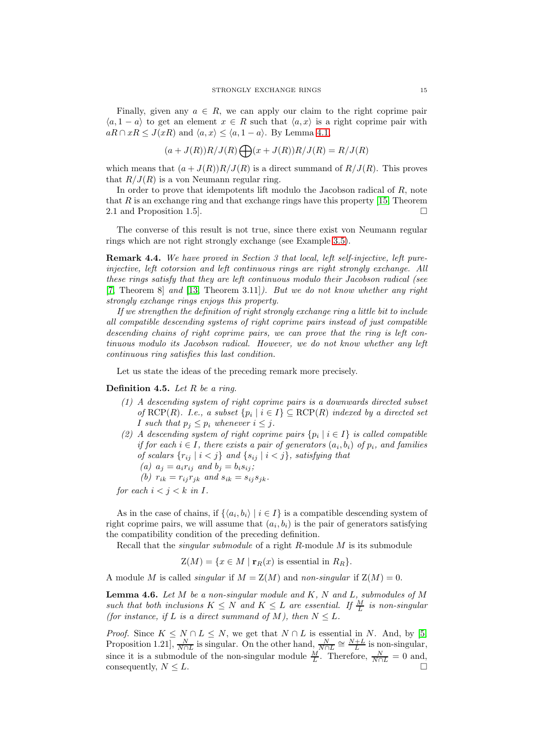Finally, given any $a \in R$, we can apply our claim to the right coprime pair $\langle a, 1-a\rangle$ to get an element $x \in R$ such that $\langle a, x\rangle$ is a right coprime pair with $aR \cap xR \leq J(xR)$ and $\langle a, x\rangle \leq \langle a, 1-a\rangle$. By Lemma 4.1,

$$(a + J(R))R/J(R) \bigoplus (x + J(R))R/J(R) = R/J(R)$$

which means that $(a + J(R))R/J(R)$ is a direct summand of $R/J(R)$. This proves that $R/J(R)$ is a von Neumann regular ring.

In order to prove that idempotents lift modulo the Jacobson radical of $R$, note that $R$ is an exchange ring and that exchange rings have this property [15, Theorem 2.1 and Proposition 1.5]. □

The converse of this result is not true, since there exist von Neumann regular rings which are not right strongly exchange (see Example 3.5).

**Remark 4.4.** *We have proved in Section 3 that local, left self-injective, left pure-injective, left cotorsion and left continuous rings are right strongly exchange. All these rings satisfy that they are left continuous modulo their Jacobson radical (see* [7, Theorem 8] *and* [13, Theorem 3.11]*). But we do not know whether any right strongly exchange rings enjoys this property.*

*If we strengthen the definition of right strongly exchange ring a little bit to include all compatible descending systems of right coprime pairs instead of just compatible descending chains of right coprime pairs, we can prove that the ring is left continuous modulo its Jacobson radical. However, we do not know whether any left continuous ring satisfies this last condition.*

Let us state the ideas of the preceding remark more precisely.

**Definition 4.5.** *Let $R$ be a ring.*

*(1) A descending system of right coprime pairs is a downwards directed subset of $\mathrm{RCP}(R)$. I.e., a subset $\{p_i \mid i \in I\} \subseteq \mathrm{RCP}(R)$ indexed by a directed set $I$ such that $p_j \leq p_i$ whenever $i \leq j$.*

*(2) A descending system of right coprime pairs $\{p_i \mid i \in I\}$ is called compatible if for each $i \in I$, there exists a pair of generators $(a_i, b_i)$ of $p_i$, and families of scalars $\{r_{ij} \mid i < j\}$ and $\{s_{ij} \mid i < j\}$, satisfying that*

*(a) $a_j = a_i r_{ij}$ and $b_j = b_i s_{ij}$;*

*(b) $r_{ik} = r_{ij} r_{jk}$ and $s_{ik} = s_{ij} s_{jk}$.*

*for each $i < j < k$ in $I$.*

As in the case of chains, if $\{\langle a_i, b_i\rangle \mid i \in I\}$ is a compatible descending system of right coprime pairs, we will assume that $(a_i, b_i)$ is the pair of generators satisfying the compatibility condition of the preceding definition.

Recall that the *singular submodule* of a right $R$-module $M$ is its submodule

$$\mathrm{Z}(M) = \{x \in M \mid \mathbf{r}_R(x) \text{ is essential in } R_R\}.$$

A module $M$ is called *singular* if $M = \mathrm{Z}(M)$ and *non-singular* if $\mathrm{Z}(M) = 0$.

**Lemma 4.6.** *Let $M$ be a non-singular module and $K$, $N$ and $L$, submodules of $M$ such that both inclusions $K \leq N$ and $K \leq L$ are essential. If $\frac{M}{L}$ is non-singular (for instance, if $L$ is a direct summand of $M$), then $N \leq L$.*

*Proof.* Since $K \leq N \cap L \leq N$, we get that $N \cap L$ is essential in $N$. And, by [5, Proposition 1.21], $\frac{N}{N \cap L}$ is singular. On the other hand, $\frac{N}{N \cap L} \cong \frac{N+L}{L}$ is non-singular, since it is a submodule of the non-singular module $\frac{M}{L}$. Therefore, $\frac{N}{N \cap L} = 0$ and, consequently, $N \leq L$. □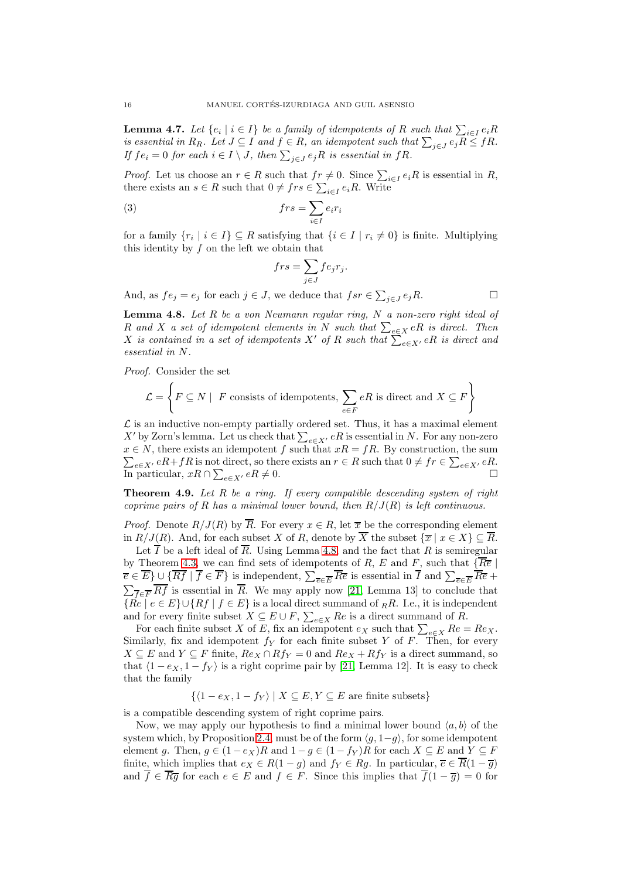**Lemma 4.7.** *Let $\{e_i \mid i \in I\}$ be a family of idempotents of $R$ such that $\sum_{i\in I} e_i R$ is essential in $R_R$. Let $J \subseteq I$ and $f \in R$, an idempotent such that $\sum_{j\in J} e_j R \leq fR$. If $fe_i = 0$ for each $i \in I \setminus J$, then $\sum_{j\in J} e_j R$ is essential in $fR$.*

*Proof.* Let us choose an $r \in R$ such that $fr \neq 0$. Since $\sum_{i\in I} e_i R$ is essential in $R$, there exists an $s \in R$ such that $0 \neq frs \in \sum_{i\in I} e_i R$. Write

$$frs = \sum_{i\in I} e_i r_i \tag{3}$$

for a family $\{r_i \mid i \in I\} \subseteq R$ satisfying that $\{i \in I \mid r_i \neq 0\}$ is finite. Multiplying this identity by $f$ on the left we obtain that

$$frs = \sum_{j\in J} f e_j r_j.$$

And, as $fe_j = e_j$ for each $j \in J$, we deduce that $fsr \in \sum_{j\in J} e_j R$. □

**Lemma 4.8.** *Let $R$ be a von Neumann regular ring, $N$ a non-zero right ideal of $R$ and $X$ a set of idempotent elements in $N$ such that $\sum_{e\in X} eR$ is direct. Then $X$ is contained in a set of idempotents $X'$ of $R$ such that $\sum_{e\in X'} eR$ is direct and essential in $N$.*

*Proof.* Consider the set

$$\mathcal{L} = \left\{ F \subseteq N \mid \ F \text{ consists of idempotents}, \sum_{e\in F} eR \text{ is direct and } X \subseteq F \right\}$$

$\mathcal{L}$ is an inductive non-empty partially ordered set. Thus, it has a maximal element $X'$ by Zorn's lemma. Let us check that $\sum_{e\in X'} eR$ is essential in $N$. For any non-zero $x \in N$, there exists an idempotent $f$ such that $xR = fR$. By construction, the sum $\sum_{e\in X'} eR + fR$ is not direct, so there exists an $r \in R$ such that $0 \neq fr \in \sum_{e\in X'} eR$. In particular, $xR \cap \sum_{e\in X'} eR \neq 0$. □

**Theorem 4.9.** *Let $R$ be a ring. If every compatible descending system of right coprime pairs of $R$ has a minimal lower bound, then $R/J(R)$ is left continuous.*

*Proof.* Denote $R/J(R)$ by $\overline{R}$. For every $x \in R$, let $\overline{x}$ be the corresponding element in $R/J(R)$. And, for each subset $X$ of $R$, denote by $\overline{X}$ the subset $\{\overline{x} \mid x \in X\} \subseteq \overline{R}$.

Let $\overline{I}$ be a left ideal of $\overline{R}$. Using Lemma 4.8 and the fact that $R$ is semiregular by Theorem 4.3, we can find sets of idempotents of $R$, $E$ and $F$, such that $\{\overline{R}\overline{e} \mid \overline{e} \in \overline{E}\} \cup \{\overline{R}\overline{f} \mid \overline{f} \in \overline{F}\}$ is independent, $\sum_{\overline{e}\in\overline{E}} \overline{R}\overline{e}$ is essential in $\overline{I}$ and $\sum_{\overline{e}\in\overline{E}} \overline{R}\overline{e} + \sum_{\overline{f}\in\overline{F}} \overline{R}\overline{f}$ is essential in $\overline{R}$. We may apply now [21, Lemma 13] to conclude that $\{Re \mid e \in E\} \cup \{Rf \mid f \in E\}$ is a local direct summand of $_R R$. I.e., it is independent and for every finite subset $X \subseteq E \cup F$, $\sum_{e\in X} Re$ is a direct summand of $R$.

For each finite subset $X$ of $E$, fix an idempotent $e_X$ such that $\sum_{e\in X} Re = Re_X$. Similarly, fix and idempotent $f_Y$ for each finite subset $Y$ of $F$. Then, for every $X \subseteq E$ and $Y \subseteq F$ finite, $Re_X \cap Rf_Y = 0$ and $Re_X + Rf_Y$ is a direct summand, so that $\langle 1 - e_X, 1 - f_Y \rangle$ is a right coprime pair by [21, Lemma 12]. It is easy to check that the family

$$\{\langle 1 - e_X, 1 - f_Y \rangle \mid X \subseteq E, Y \subseteq E \text{ are finite subsets}\}$$

is a compatible descending system of right coprime pairs.

Now, we may apply our hypothesis to find a minimal lower bound $\langle a, b \rangle$ of the system which, by Proposition 2.4, must be of the form $\langle g, 1-g \rangle$, for some idempotent element $g$. Then, $g \in (1 - e_X)R$ and $1 - g \in (1 - f_Y)R$ for each $X \subseteq E$ and $Y \subseteq F$ finite, which implies that $e_X \in R(1 - g)$ and $f_Y \in Rg$. In particular, $\overline{e} \in \overline{R}(1 - \overline{g})$ and $\overline{f} \in \overline{R}\overline{g}$ for each $e \in E$ and $f \in F$. Since this implies that $\overline{f}(1 - \overline{g}) = 0$ for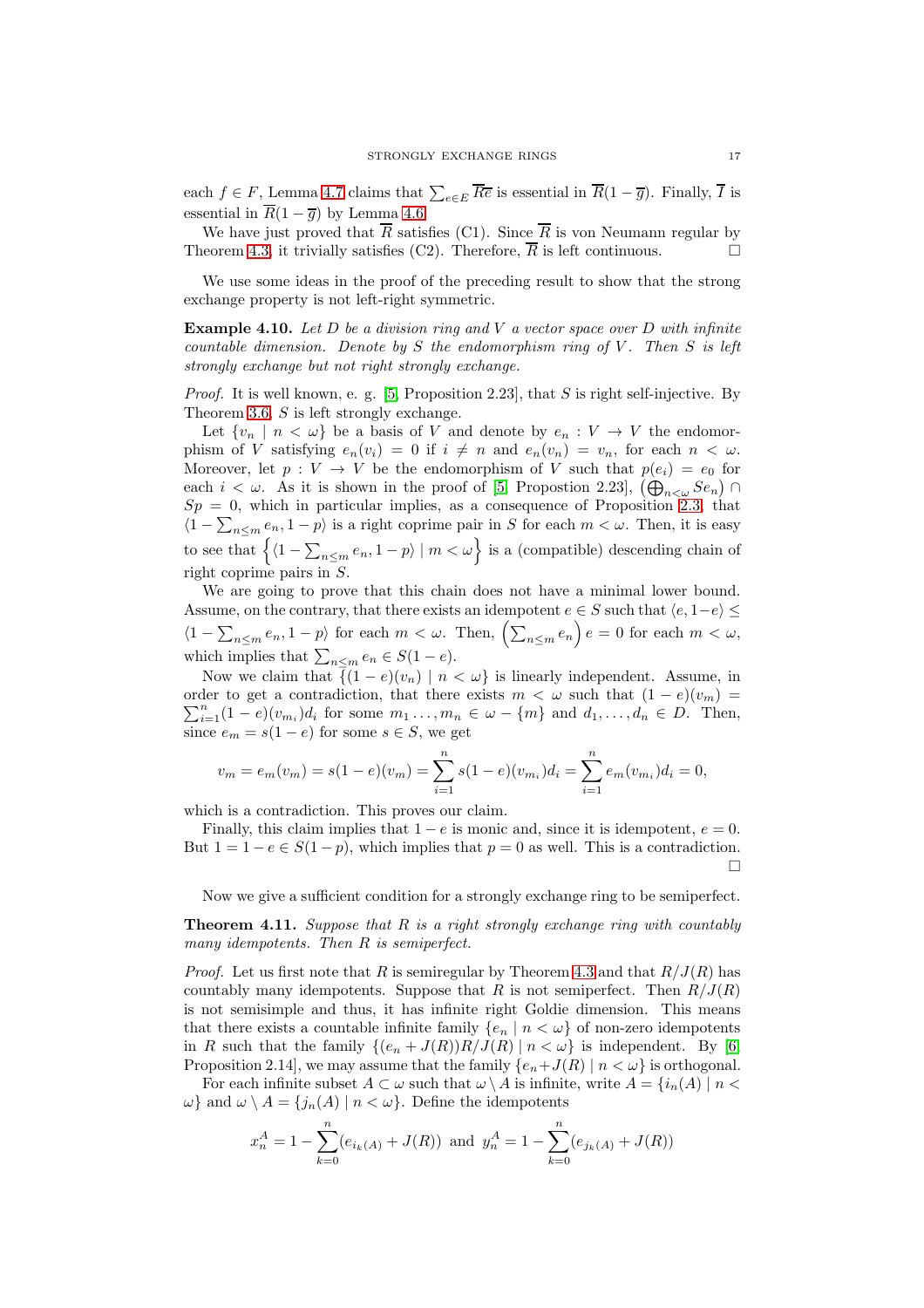each $f \in F$, Lemma 4.7 claims that $\sum_{e \in E} \overline{R}\overline{e}$ is essential in $\overline{R}(1-\overline{g})$. Finally, $\overline{I}$ is essential in $\overline{R}(1-\overline{g})$ by Lemma 4.6.

We have just proved that $\overline{R}$ satisfies (C1). Since $\overline{R}$ is von Neumann regular by Theorem 4.3, it trivially satisfies (C2). Therefore, $\overline{R}$ is left continuous. □

We use some ideas in the proof of the preceding result to show that the strong exchange property is not left-right symmetric.

**Example 4.10.** *Let $D$ be a division ring and $V$ a vector space over $D$ with infinite countable dimension. Denote by $S$ the endomorphism ring of $V$. Then $S$ is left strongly exchange but not right strongly exchange.*

*Proof.* It is well known, e. g. [5, Proposition 2.23], that $S$ is right self-injective. By Theorem 3.6, $S$ is left strongly exchange.

Let $\{v_n \mid n < \omega\}$ be a basis of $V$ and denote by $e_n : V \to V$ the endomorphism of $V$ satisfying $e_n(v_i) = 0$ if $i \neq n$ and $e_n(v_n) = v_n$, for each $n < \omega$. Moreover, let $p : V \to V$ be the endomorphism of $V$ such that $p(e_i) = e_0$ for each $i < \omega$. As it is shown in the proof of [5, Propostion 2.23], $\left(\bigoplus_{n<\omega} Se_n\right) \cap Sp = 0$, which in particular implies, as a consequence of Proposition 2.3, that $\langle 1 - \sum_{n \leq m} e_n, 1-p\rangle$ is a right coprime pair in $S$ for each $m < \omega$. Then, it is easy to see that $\left\{\langle 1 - \sum_{n \leq m} e_n, 1-p\rangle \mid m < \omega\right\}$ is a (compatible) descending chain of right coprime pairs in $S$.

We are going to prove that this chain does not have a minimal lower bound. Assume, on the contrary, that there exists an idempotent $e \in S$ such that $\langle e, 1-e\rangle \leq \langle 1 - \sum_{n \leq m} e_n, 1-p\rangle$ for each $m < \omega$. Then, $\left(\sum_{n \leq m} e_n\right) e = 0$ for each $m < \omega$, which implies that $\sum_{n \leq m} e_n \in S(1-e)$.

Now we claim that $\{(1-e)(v_n) \mid n < \omega\}$ is linearly independent. Assume, in order to get a contradiction, that there exists $m < \omega$ such that $(1-e)(v_m) = \sum_{i=1}^{n} (1-e)(v_{m_i}) d_i$ for some $m_1 \dots, m_n \in \omega - \{m\}$ and $d_1, \dots, d_n \in D$. Then, since $e_m = s(1-e)$ for some $s \in S$, we get

$$v_m = e_m(v_m) = s(1-e)(v_m) = \sum_{i=1}^{n} s(1-e)(v_{m_i}) d_i = \sum_{i=1}^{n} e_m(v_{m_i}) d_i = 0,$$

which is a contradiction. This proves our claim.

Finally, this claim implies that $1-e$ is monic and, since it is idempotent, $e = 0$. But $1 = 1 - e \in S(1-p)$, which implies that $p = 0$ as well. This is a contradiction. □

Now we give a sufficient condition for a strongly exchange ring to be semiperfect.

**Theorem 4.11.** *Suppose that $R$ is a right strongly exchange ring with countably many idempotents. Then $R$ is semiperfect.*

*Proof.* Let us first note that $R$ is semiregular by Theorem 4.3 and that $R/J(R)$ has countably many idempotents. Suppose that $R$ is not semiperfect. Then $R/J(R)$ is not semisimple and thus, it has infinite right Goldie dimension. This means that there exists a countable infinite family $\{e_n \mid n < \omega\}$ of non-zero idempotents in $R$ such that the family $\{(e_n + J(R))R/J(R) \mid n < \omega\}$ is independent. By [6, Proposition 2.14], we may assume that the family $\{e_n + J(R) \mid n < \omega\}$ is orthogonal.

For each infinite subset $A \subset \omega$ such that $\omega \setminus A$ is infinite, write $A = \{i_n(A) \mid n < \omega\}$ and $\omega \setminus A = \{j_n(A) \mid n < \omega\}$. Define the idempotents

$$x_n^A = 1 - \sum_{k=0}^{n} (e_{i_k(A)} + J(R)) \text{ and } y_n^A = 1 - \sum_{k=0}^{n} (e_{j_k(A)} + J(R))$$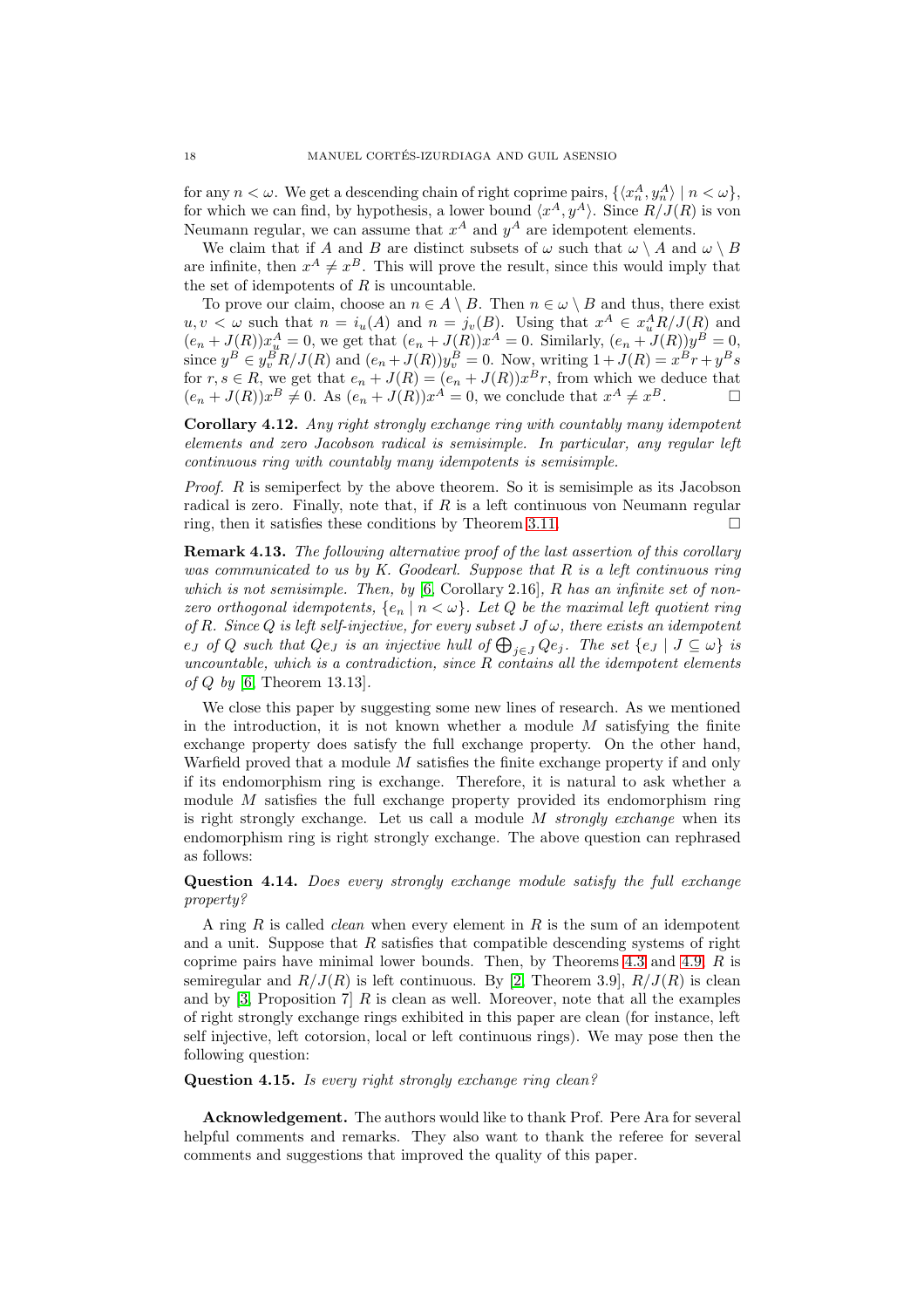for any $n < \omega$. We get a descending chain of right coprime pairs, $\{\langle x_n^A, y_n^A \rangle \mid n < \omega\}$, for which we can find, by hypothesis, a lower bound $\langle x^A, y^A \rangle$. Since $R/J(R)$ is von Neumann regular, we can assume that $x^A$ and $y^A$ are idempotent elements.

We claim that if $A$ and $B$ are distinct subsets of $\omega$ such that $\omega \setminus A$ and $\omega \setminus B$ are infinite, then $x^A \neq x^B$. This will prove the result, since this would imply that the set of idempotents of $R$ is uncountable.

To prove our claim, choose an $n \in A \setminus B$. Then $n \in \omega \setminus B$ and thus, there exist $u, v < \omega$ such that $n = i_u(A)$ and $n = j_v(B)$. Using that $x^A \in x_u^A R/J(R)$ and $(e_n + J(R))x_u^A = 0$, we get that $(e_n + J(R))x^A = 0$. Similarly, $(e_n + J(R))y^B = 0$, since $y^B \in y_v^B R/J(R)$ and $(e_n + J(R))y_v^B = 0$. Now, writing $1 + J(R) = x^B r + y^B s$ for $r, s \in R$, we get that $e_n + J(R) = (e_n + J(R))x^B r$, from which we deduce that $(e_n + J(R))x^B \neq 0$. As $(e_n + J(R))x^A = 0$, we conclude that $x^A \neq x^B$. $\square$

**Corollary 4.12.** *Any right strongly exchange ring with countably many idempotent elements and zero Jacobson radical is semisimple. In particular, any regular left continuous ring with countably many idempotents is semisimple.*

*Proof.* $R$ is semiperfect by the above theorem. So it is semisimple as its Jacobson radical is zero. Finally, note that, if $R$ is a left continuous von Neumann regular ring, then it satisfies these conditions by Theorem 3.11. $\square$

**Remark 4.13.** *The following alternative proof of the last assertion of this corollary was communicated to us by K. Goodearl. Suppose that $R$ is a left continuous ring which is not semisimple. Then, by [6, Corollary 2.16], $R$ has an infinite set of non-zero orthogonal idempotents, $\{e_n \mid n < \omega\}$. Let $Q$ be the maximal left quotient ring of $R$. Since $Q$ is left self-injective, for every subset $J$ of $\omega$, there exists an idempotent $e_J$ of $Q$ such that $Qe_J$ is an injective hull of $\bigoplus_{j \in J} Qe_j$. The set $\{e_J \mid J \subseteq \omega\}$ is uncountable, which is a contradiction, since $R$ contains all the idempotent elements of $Q$ by [6, Theorem 13.13].*

We close this paper by suggesting some new lines of research. As we mentioned in the introduction, it is not known whether a module $M$ satisfying the finite exchange property does satisfy the full exchange property. On the other hand, Warfield proved that a module $M$ satisfies the finite exchange property if and only if its endomorphism ring is exchange. Therefore, it is natural to ask whether a module $M$ satisfies the full exchange property provided its endomorphism ring is right strongly exchange. Let us call a module $M$ *strongly exchange* when its endomorphism ring is right strongly exchange. The above question can rephrased as follows:

**Question 4.14.** *Does every strongly exchange module satisfy the full exchange property?*

A ring $R$ is called *clean* when every element in $R$ is the sum of an idempotent and a unit. Suppose that $R$ satisfies that compatible descending systems of right coprime pairs have minimal lower bounds. Then, by Theorems 4.3 and 4.9, $R$ is semiregular and $R/J(R)$ is left continuous. By [2, Theorem 3.9], $R/J(R)$ is clean and by [3, Proposition 7] $R$ is clean as well. Moreover, note that all the examples of right strongly exchange rings exhibited in this paper are clean (for instance, left self injective, left cotorsion, local or left continuous rings). We may pose then the following question:

**Question 4.15.** *Is every right strongly exchange ring clean?*

**Acknowledgement.** The authors would like to thank Prof. Pere Ara for several helpful comments and remarks. They also want to thank the referee for several comments and suggestions that improved the quality of this paper.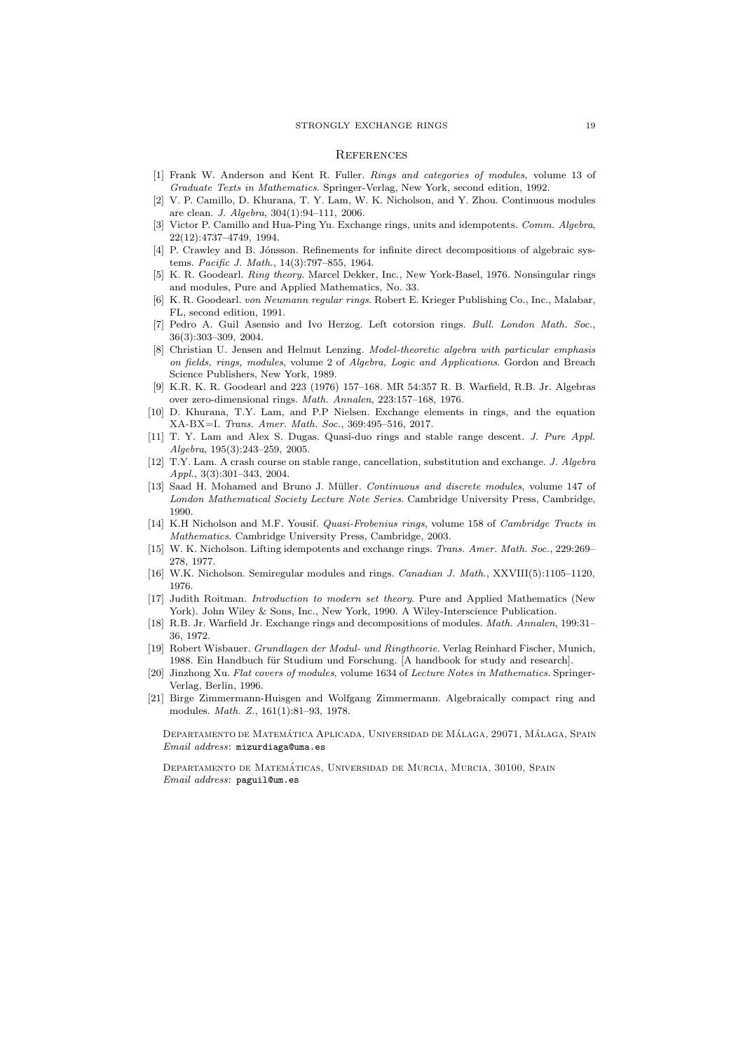## References

[1] Frank W. Anderson and Kent R. Fuller. *Rings and categories of modules*, volume 13 of *Graduate Texts in Mathematics*. Springer-Verlag, New York, second edition, 1992.

[2] V. P. Camillo, D. Khurana, T. Y. Lam, W. K. Nicholson, and Y. Zhou. Continuous modules are clean. *J. Algebra*, 304(1):94–111, 2006.

[3] Victor P. Camillo and Hua-Ping Yu. Exchange rings, units and idempotents. *Comm. Algebra*, 22(12):4737–4749, 1994.

[4] P. Crawley and B. Jónsson. Refinements for infinite direct decompositions of algebraic systems. *Pacific J. Math.*, 14(3):797–855, 1964.

[5] K. R. Goodearl. *Ring theory*. Marcel Dekker, Inc., New York-Basel, 1976. Nonsingular rings and modules, Pure and Applied Mathematics, No. 33.

[6] K. R. Goodearl. *von Neumann regular rings*. Robert E. Krieger Publishing Co., Inc., Malabar, FL, second edition, 1991.

[7] Pedro A. Guil Asensio and Ivo Herzog. Left cotorsion rings. *Bull. London Math. Soc.*, 36(3):303–309, 2004.

[8] Christian U. Jensen and Helmut Lenzing. *Model-theoretic algebra with particular emphasis on fields, rings, modules*, volume 2 of *Algebra, Logic and Applications*. Gordon and Breach Science Publishers, New York, 1989.

[9] K.R. K. R. Goodearl and 223 (1976) 157–168. MR 54:357 R. B. Warfield, R.B. Jr. Algebras over zero-dimensional rings. *Math. Annalen*, 223:157–168, 1976.

[10] D. Khurana, T.Y. Lam, and P.P Nielsen. Exchange elements in rings, and the equation XA-BX=I. *Trans. Amer. Math. Soc.*, 369:495–516, 2017.

[11] T. Y. Lam and Alex S. Dugas. Quasi-duo rings and stable range descent. *J. Pure Appl. Algebra*, 195(3):243–259, 2005.

[12] T.Y. Lam. A crash course on stable range, cancellation, substitution and exchange. *J. Algebra Appl.*, 3(3):301–343, 2004.

[13] Saad H. Mohamed and Bruno J. Müller. *Continuous and discrete modules*, volume 147 of *London Mathematical Society Lecture Note Series*. Cambridge University Press, Cambridge, 1990.

[14] K.H Nicholson and M.F. Yousif. *Quasi-Frobenius rings*, volume 158 of *Cambridge Tracts in Mathematics*. Cambridge University Press, Cambridge, 2003.

[15] W. K. Nicholson. Lifting idempotents and exchange rings. *Trans. Amer. Math. Soc.*, 229:269–278, 1977.

[16] W.K. Nicholson. Semiregular modules and rings. *Canadian J. Math.*, XXVIII(5):1105–1120, 1976.

[17] Judith Roitman. *Introduction to modern set theory*. Pure and Applied Mathematics (New York). John Wiley & Sons, Inc., New York, 1990. A Wiley-Interscience Publication.

[18] R.B. Jr. Warfield Jr. Exchange rings and decompositions of modules. *Math. Annalen*, 199:31–36, 1972.

[19] Robert Wisbauer. *Grundlagen der Modul- und Ringtheorie*. Verlag Reinhard Fischer, Munich, 1988. Ein Handbuch für Studium und Forschung. [A handbook for study and research].

[20] Jinzhong Xu. *Flat covers of modules*, volume 1634 of *Lecture Notes in Mathematics*. Springer-Verlag, Berlin, 1996.

[21] Birge Zimmermann-Huisgen and Wolfgang Zimmermann. Algebraically compact ring and modules. *Math. Z.*, 161(1):81–93, 1978.

Departamento de Matemática Aplicada, Universidad de Málaga, 29071, Málaga, Spain
*Email address*: mizurdiaga@uma.es

Departamento de Matemáticas, Universidad de Murcia, Murcia, 30100, Spain
*Email address*: paguil@um.es